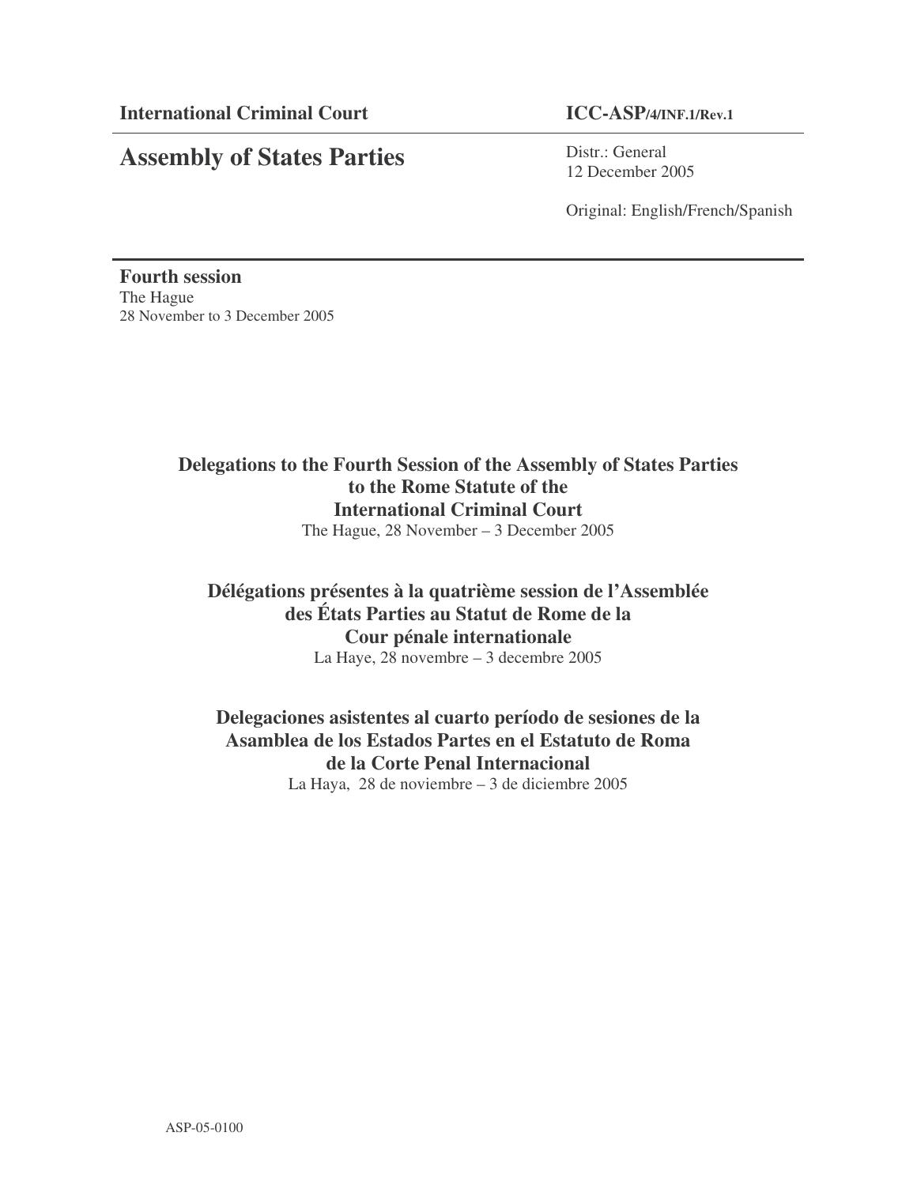**International Criminal Court** **ICC-ASP/4/INF.1/Rev.1**

# Assembly of States Parties

Distr.: General
12 December 2005

Original: English/French/Spanish

**Fourth session**
The Hague
28 November to 3 December 2005

## Delegations to the Fourth Session of the Assembly of States Parties to the Rome Statute of the International Criminal Court

The Hague, 28 November – 3 December 2005

## Délégations présentes à la quatrième session de l'Assemblée des États Parties au Statut de Rome de la Cour pénale internationale

La Haye, 28 novembre – 3 decembre 2005

## Delegaciones asistentes al cuarto período de sesiones de la Asamblea de los Estados Partes en el Estatuto de Roma de la Corte Penal Internacional

La Haya, 28 de noviembre – 3 de diciembre 2005

ASP-05-0100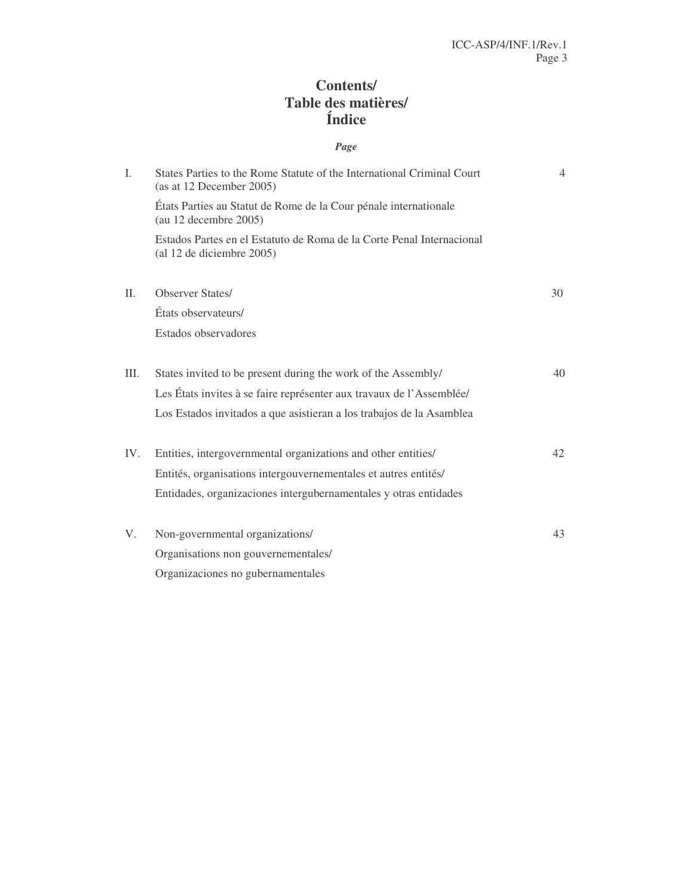# Contents/
# Table des matières/
# Índice

| | | *Page* |
|---|---|---|
| I. | States Parties to the Rome Statute of the International Criminal Court (as at 12 December 2005)<br>États Parties au Statut de Rome de la Cour pénale internationale (au 12 decembre 2005)<br>Estados Partes en el Estatuto de Roma de la Corte Penal Internacional (al 12 de diciembre 2005) | 4 |
| II. | Observer States/<br>États observateurs/<br>Estados observadores | 30 |
| III. | States invited to be present during the work of the Assembly/<br>Les États invites à se faire représenter aux travaux de l'Assemblée/<br>Los Estados invitados a que asistieran a los trabajos de la Asamblea | 40 |
| IV. | Entities, intergovernmental organizations and other entities/<br>Entités, organisations intergouvernementales et autres entités/<br>Entidades, organizaciones intergubernamentales y otras entidades | 42 |
| V. | Non-governmental organizations/<br>Organisations non gouvernementales/<br>Organizaciones no gubernamentales | 43 |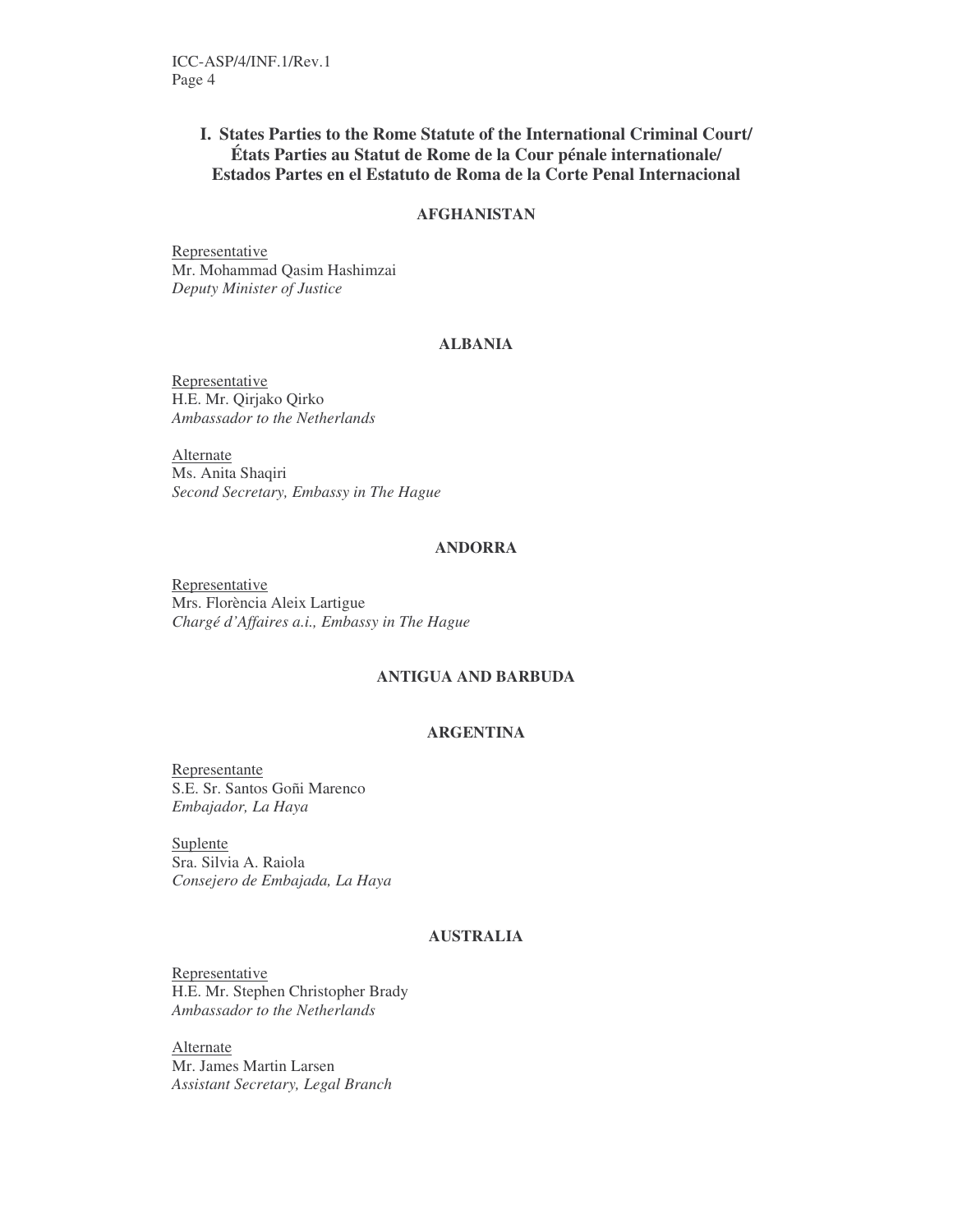## I. States Parties to the Rome Statute of the International Criminal Court/ États Parties au Statut de Rome de la Cour pénale internationale/ Estados Partes en el Estatuto de Roma de la Corte Penal Internacional

### AFGHANISTAN

Representative
Mr. Mohammad Qasim Hashimzai
*Deputy Minister of Justice*

### ALBANIA

Representative
H.E. Mr. Qirjako Qirko
*Ambassador to the Netherlands*

Alternate
Ms. Anita Shaqiri
*Second Secretary, Embassy in The Hague*

### ANDORRA

Representative
Mrs. Florència Aleix Lartigue
*Chargé d'Affaires a.i., Embassy in The Hague*

### ANTIGUA AND BARBUDA

### ARGENTINA

Representante
S.E. Sr. Santos Goñi Marenco
*Embajador, La Haya*

Suplente
Sra. Silvia A. Raiola
*Consejero de Embajada, La Haya*

### AUSTRALIA

Representative
H.E. Mr. Stephen Christopher Brady
*Ambassador to the Netherlands*

Alternate
Mr. James Martin Larsen
*Assistant Secretary, Legal Branch*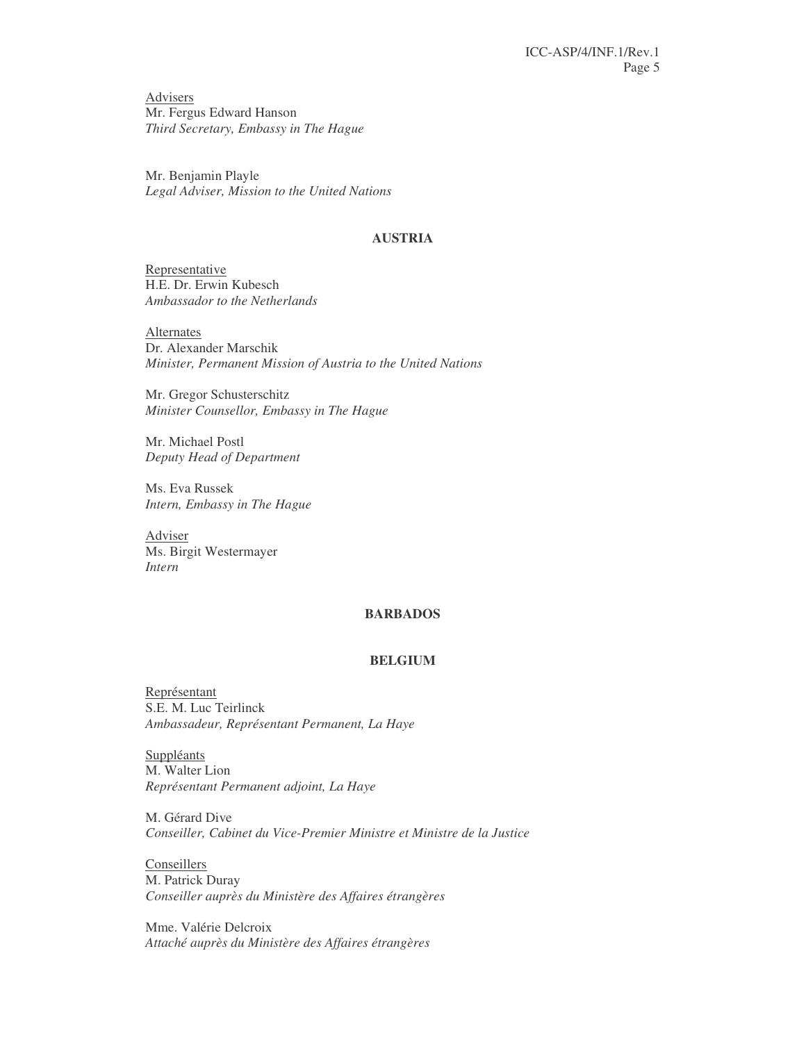Advisers
Mr. Fergus Edward Hanson
*Third Secretary, Embassy in The Hague*

Mr. Benjamin Playle
*Legal Adviser, Mission to the United Nations*

**AUSTRIA**

Representative
H.E. Dr. Erwin Kubesch
*Ambassador to the Netherlands*

Alternates
Dr. Alexander Marschik
*Minister, Permanent Mission of Austria to the United Nations*

Mr. Gregor Schusterschitz
*Minister Counsellor, Embassy in The Hague*

Mr. Michael Postl
*Deputy Head of Department*

Ms. Eva Russek
*Intern, Embassy in The Hague*

Adviser
Ms. Birgit Westermayer
*Intern*

**BARBADOS**

**BELGIUM**

Représentant
S.E. M. Luc Teirlinck
*Ambassadeur, Représentant Permanent, La Haye*

Suppléants
M. Walter Lion
*Représentant Permanent adjoint, La Haye*

M. Gérard Dive
*Conseiller, Cabinet du Vice-Premier Ministre et Ministre de la Justice*

Conseillers
M. Patrick Duray
*Conseiller auprès du Ministère des Affaires étrangères*

Mme. Valérie Delcroix
*Attaché auprès du Ministère des Affaires étrangères*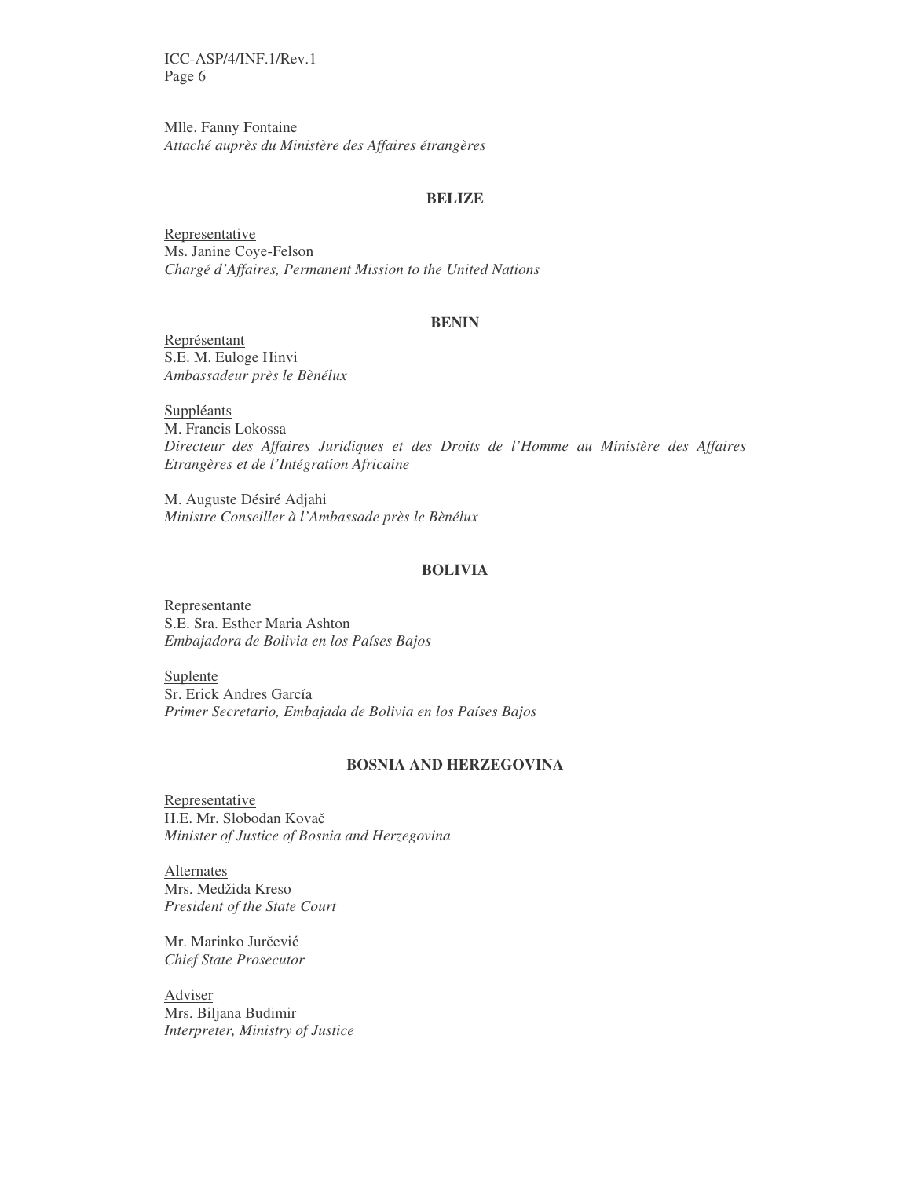Mlle. Fanny Fontaine
*Attaché auprès du Ministère des Affaires étrangères*

**BELIZE**

Representative
Ms. Janine Coye-Felson
*Chargé d'Affaires, Permanent Mission to the United Nations*

**BENIN**

Représentant
S.E. M. Euloge Hinvi
*Ambassadeur près le Bènélux*

Suppléants
M. Francis Lokossa
*Directeur des Affaires Juridiques et des Droits de l'Homme au Ministère des Affaires Etrangères et de l'Intégration Africaine*

M. Auguste Désiré Adjahi
*Ministre Conseiller à l'Ambassade près le Bènélux*

**BOLIVIA**

Representante
S.E. Sra. Esther Maria Ashton
*Embajadora de Bolivia en los Países Bajos*

Suplente
Sr. Erick Andres García
*Primer Secretario, Embajada de Bolivia en los Países Bajos*

**BOSNIA AND HERZEGOVINA**

Representative
H.E. Mr. Slobodan Kovač
*Minister of Justice of Bosnia and Herzegovina*

Alternates
Mrs. Medžida Kreso
*President of the State Court*

Mr. Marinko Jurčević
*Chief State Prosecutor*

Adviser
Mrs. Biljana Budimir
*Interpreter, Ministry of Justice*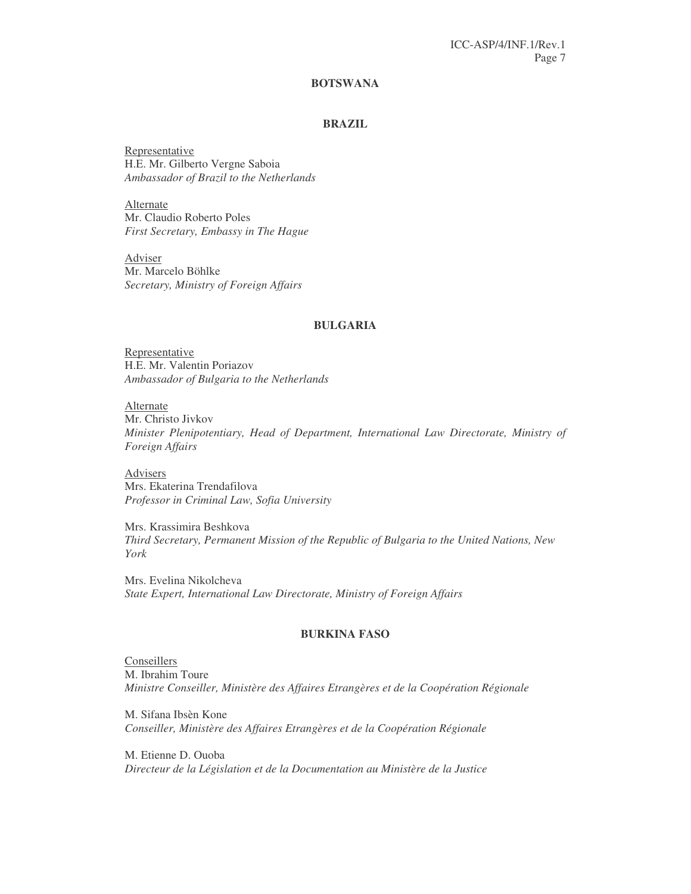### BOTSWANA

### BRAZIL

Representative
H.E. Mr. Gilberto Vergne Saboia
*Ambassador of Brazil to the Netherlands*

Alternate
Mr. Claudio Roberto Poles
*First Secretary, Embassy in The Hague*

Adviser
Mr. Marcelo Böhlke
*Secretary, Ministry of Foreign Affairs*

### BULGARIA

Representative
H.E. Mr. Valentin Poriazov
*Ambassador of Bulgaria to the Netherlands*

Alternate
Mr. Christo Jivkov
*Minister Plenipotentiary, Head of Department, International Law Directorate, Ministry of Foreign Affairs*

Advisers
Mrs. Ekaterina Trendafilova
*Professor in Criminal Law, Sofia University*

Mrs. Krassimira Beshkova
*Third Secretary, Permanent Mission of the Republic of Bulgaria to the United Nations, New York*

Mrs. Evelina Nikolcheva
*State Expert, International Law Directorate, Ministry of Foreign Affairs*

### BURKINA FASO

Conseillers
M. Ibrahim Toure
*Ministre Conseiller, Ministère des Affaires Etrangères et de la Coopération Régionale*

M. Sifana Ibsèn Kone
*Conseiller, Ministère des Affaires Etrangères et de la Coopération Régionale*

M. Etienne D. Ouoba
*Directeur de la Législation et de la Documentation au Ministère de la Justice*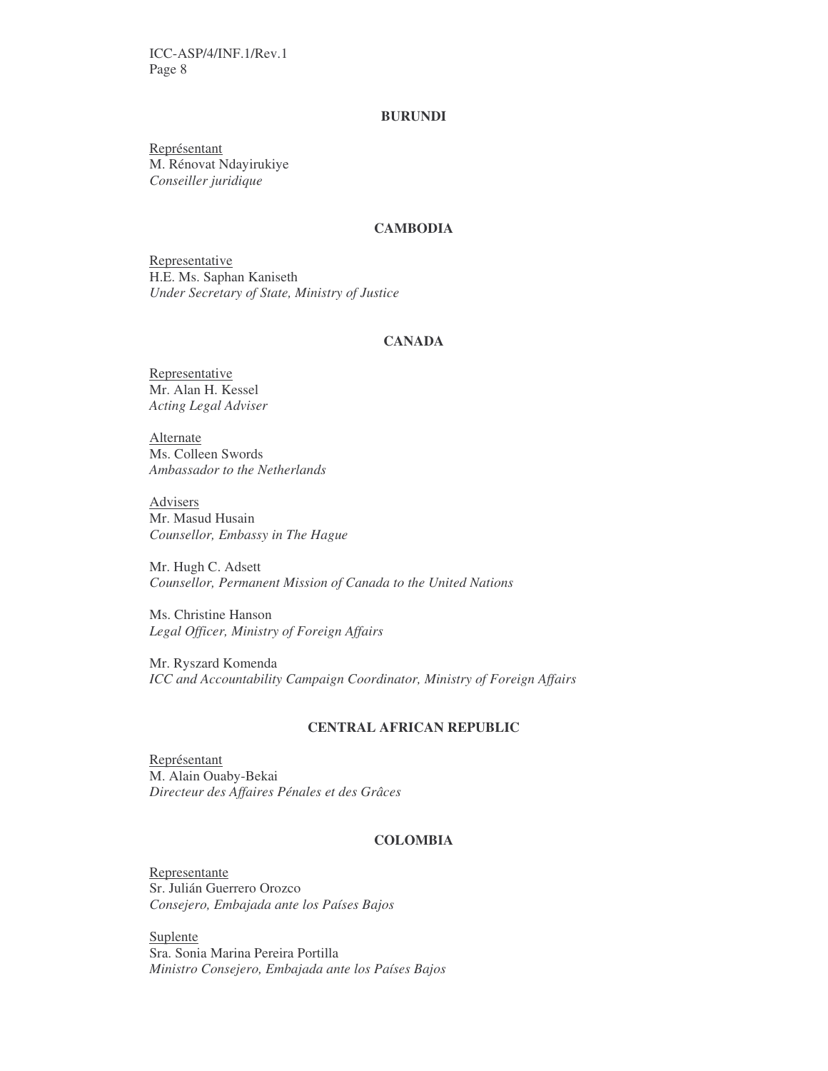## BURUNDI

Représentant
M. Rénovat Ndayirukiye
*Conseiller juridique*

## CAMBODIA

Representative
H.E. Ms. Saphan Kaniseth
*Under Secretary of State, Ministry of Justice*

## CANADA

Representative
Mr. Alan H. Kessel
*Acting Legal Adviser*

Alternate
Ms. Colleen Swords
*Ambassador to the Netherlands*

Advisers
Mr. Masud Husain
*Counsellor, Embassy in The Hague*

Mr. Hugh C. Adsett
*Counsellor, Permanent Mission of Canada to the United Nations*

Ms. Christine Hanson
*Legal Officer, Ministry of Foreign Affairs*

Mr. Ryszard Komenda
*ICC and Accountability Campaign Coordinator, Ministry of Foreign Affairs*

## CENTRAL AFRICAN REPUBLIC

Représentant
M. Alain Ouaby-Bekai
*Directeur des Affaires Pénales et des Grâces*

## COLOMBIA

Representante
Sr. Julián Guerrero Orozco
*Consejero, Embajada ante los Países Bajos*

Suplente
Sra. Sonia Marina Pereira Portilla
*Ministro Consejero, Embajada ante los Países Bajos*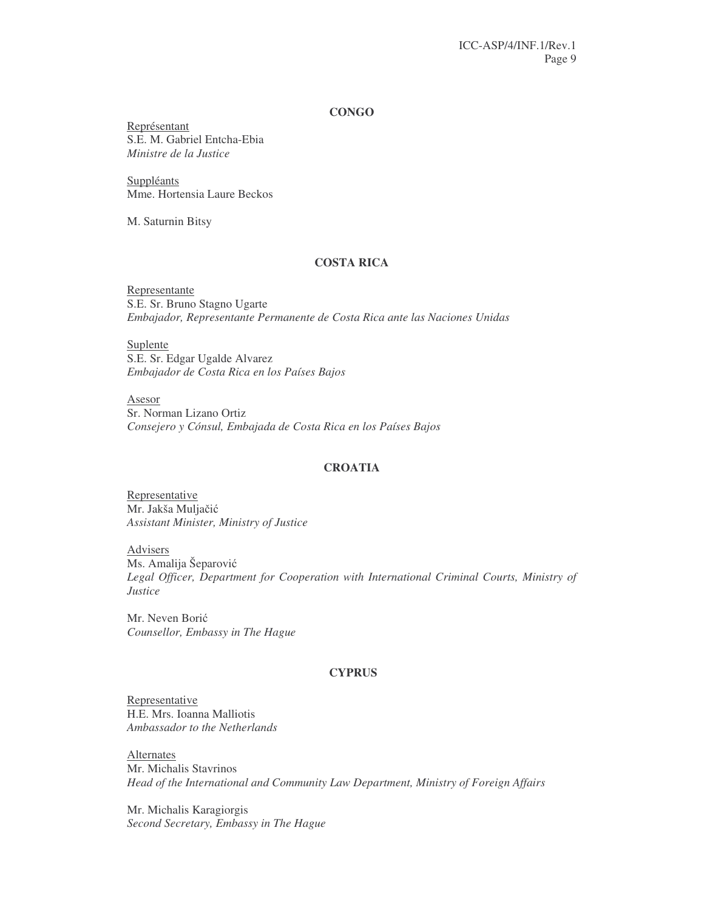**CONGO**

Représentant
S.E. M. Gabriel Entcha-Ebia
*Ministre de la Justice*

Suppléants
Mme. Hortensia Laure Beckos

M. Saturnin Bitsy

**COSTA RICA**

Representante
S.E. Sr. Bruno Stagno Ugarte
*Embajador, Representante Permanente de Costa Rica ante las Naciones Unidas*

Suplente
S.E. Sr. Edgar Ugalde Alvarez
*Embajador de Costa Rica en los Países Bajos*

Asesor
Sr. Norman Lizano Ortiz
*Consejero y Cónsul, Embajada de Costa Rica en los Países Bajos*

**CROATIA**

Representative
Mr. Jakša Muljačić
*Assistant Minister, Ministry of Justice*

Advisers
Ms. Amalija Šeparović
*Legal Officer, Department for Cooperation with International Criminal Courts, Ministry of Justice*

Mr. Neven Borić
*Counsellor, Embassy in The Hague*

**CYPRUS**

Representative
H.E. Mrs. Ioanna Malliotis
*Ambassador to the Netherlands*

Alternates
Mr. Michalis Stavrinos
*Head of the International and Community Law Department, Ministry of Foreign Affairs*

Mr. Michalis Karagiorgis
*Second Secretary, Embassy in The Hague*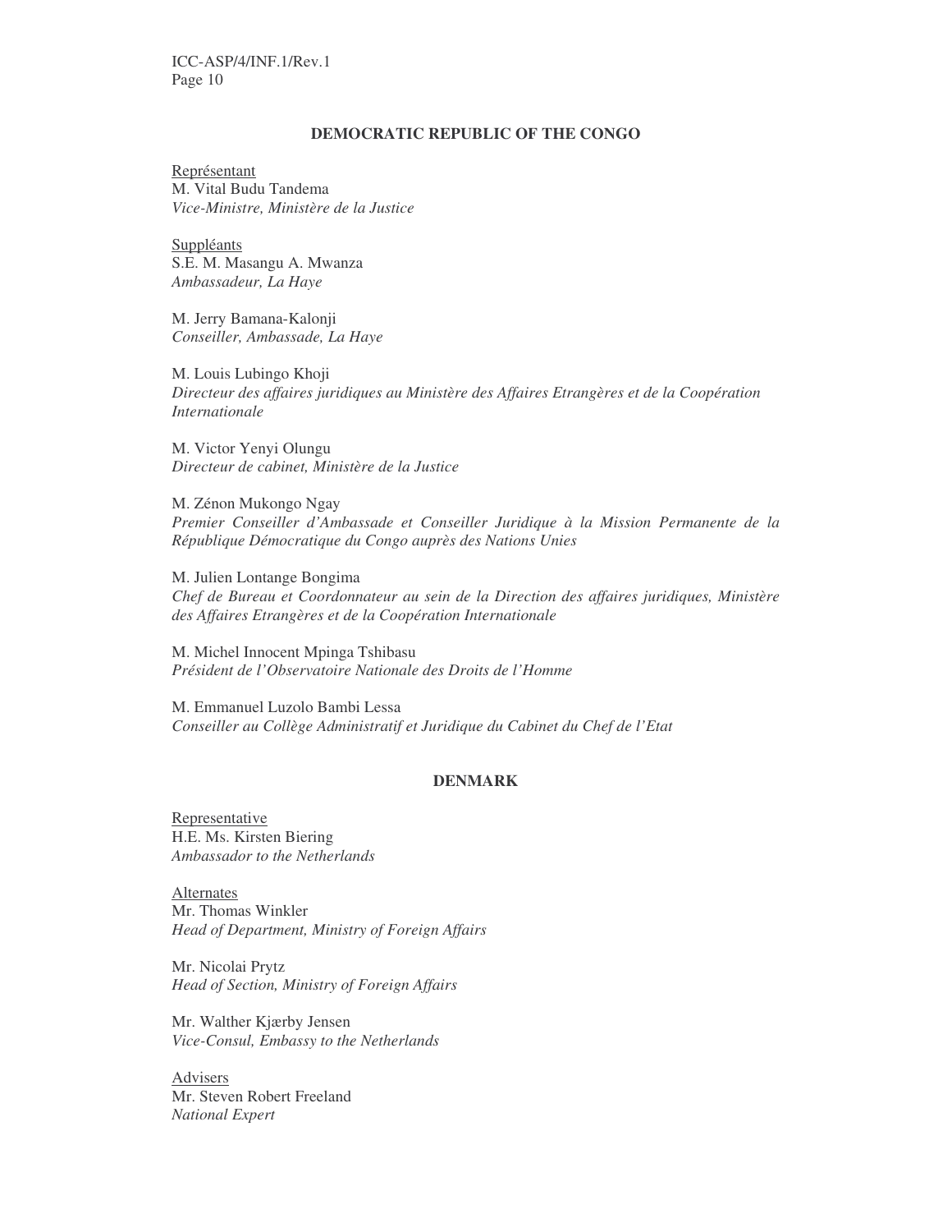## DEMOCRATIC REPUBLIC OF THE CONGO

Représentant
M. Vital Budu Tandema
*Vice-Ministre, Ministère de la Justice*

Suppléants
S.E. M. Masangu A. Mwanza
*Ambassadeur, La Haye*

M. Jerry Bamana-Kalonji
*Conseiller, Ambassade, La Haye*

M. Louis Lubingo Khoji
*Directeur des affaires juridiques au Ministère des Affaires Etrangères et de la Coopération Internationale*

M. Victor Yenyi Olungu
*Directeur de cabinet, Ministère de la Justice*

M. Zénon Mukongo Ngay
*Premier Conseiller d'Ambassade et Conseiller Juridique à la Mission Permanente de la République Démocratique du Congo auprès des Nations Unies*

M. Julien Lontange Bongima
*Chef de Bureau et Coordonnateur au sein de la Direction des affaires juridiques, Ministère des Affaires Etrangères et de la Coopération Internationale*

M. Michel Innocent Mpinga Tshibasu
*Président de l'Observatoire Nationale des Droits de l'Homme*

M. Emmanuel Luzolo Bambi Lessa
*Conseiller au Collège Administratif et Juridique du Cabinet du Chef de l'Etat*

## DENMARK

Representative
H.E. Ms. Kirsten Biering
*Ambassador to the Netherlands*

Alternates
Mr. Thomas Winkler
*Head of Department, Ministry of Foreign Affairs*

Mr. Nicolai Prytz
*Head of Section, Ministry of Foreign Affairs*

Mr. Walther Kjærby Jensen
*Vice-Consul, Embassy to the Netherlands*

Advisers
Mr. Steven Robert Freeland
*National Expert*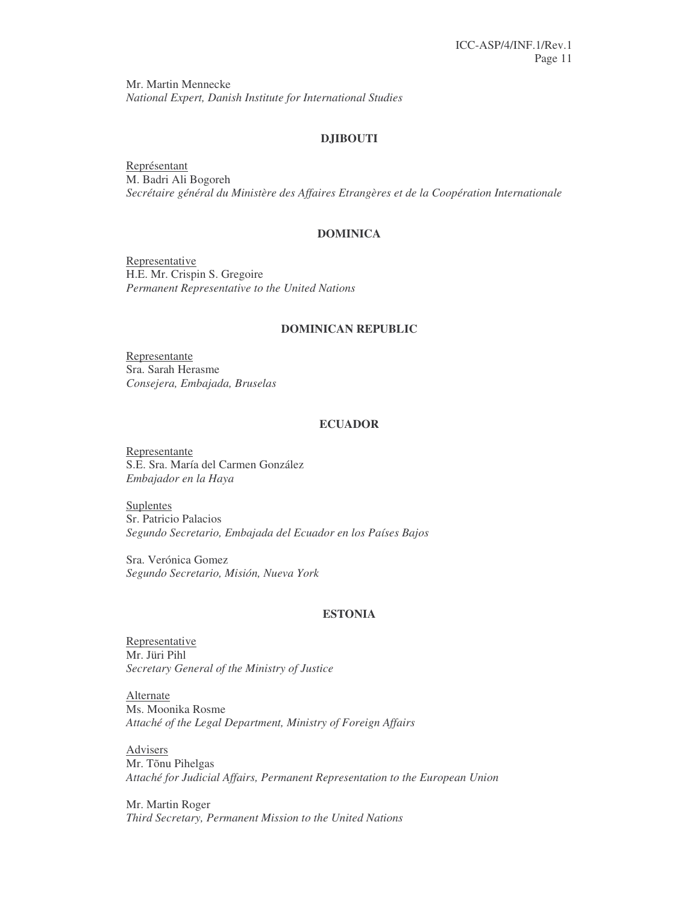Mr. Martin Mennecke
*National Expert, Danish Institute for International Studies*

### DJIBOUTI

Représentant
M. Badri Ali Bogoreh
*Secrétaire général du Ministère des Affaires Etrangères et de la Coopération Internationale*

### DOMINICA

Representative
H.E. Mr. Crispin S. Gregoire
*Permanent Representative to the United Nations*

### DOMINICAN REPUBLIC

Representante
Sra. Sarah Herasme
*Consejera, Embajada, Bruselas*

### ECUADOR

Representante
S.E. Sra. María del Carmen González
*Embajador en la Haya*

Suplentes
Sr. Patricio Palacios
*Segundo Secretario, Embajada del Ecuador en los Países Bajos*

Sra. Verónica Gomez
*Segundo Secretario, Misión, Nueva York*

### ESTONIA

Representative
Mr. Jüri Pihl
*Secretary General of the Ministry of Justice*

Alternate
Ms. Moonika Rosme
*Attaché of the Legal Department, Ministry of Foreign Affairs*

Advisers
Mr. Tõnu Pihelgas
*Attaché for Judicial Affairs, Permanent Representation to the European Union*

Mr. Martin Roger
*Third Secretary, Permanent Mission to the United Nations*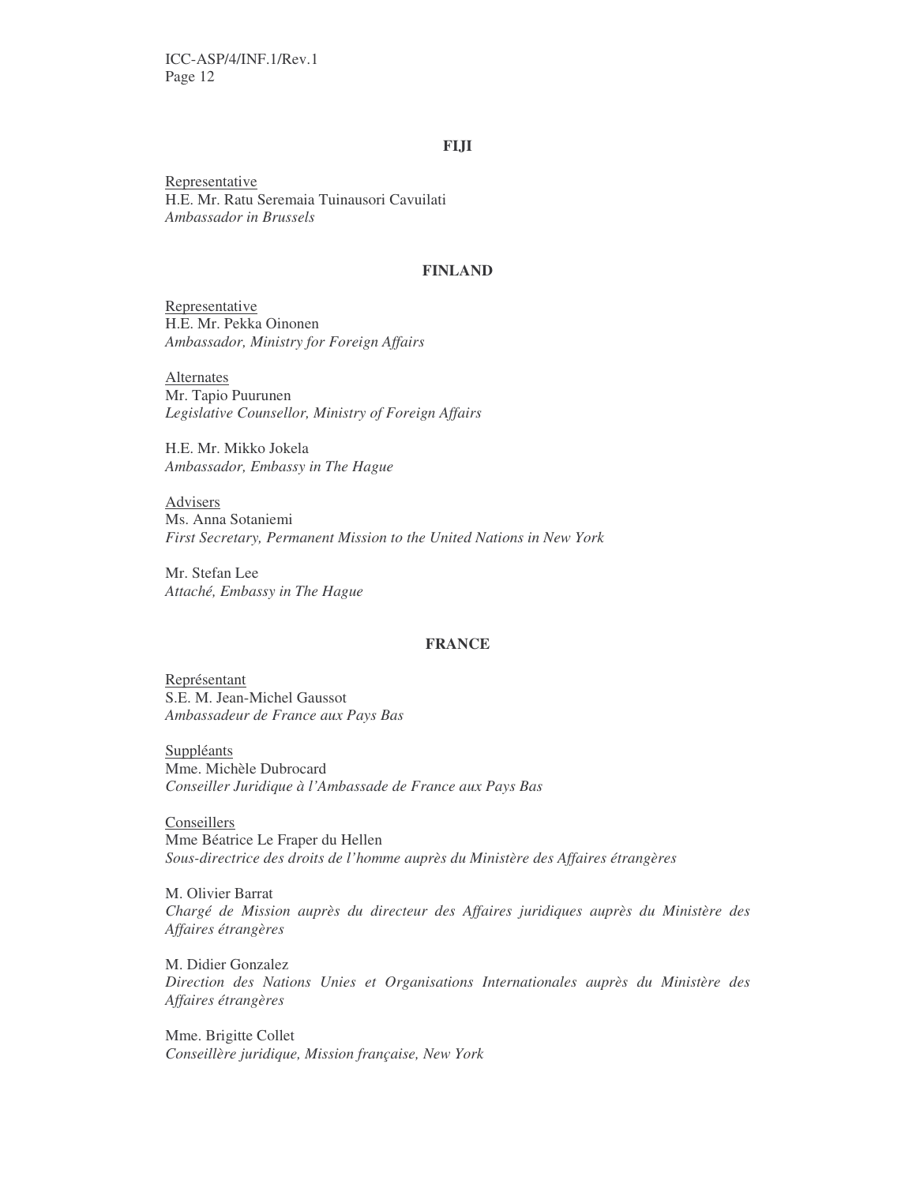**FIJI**

Representative
H.E. Mr. Ratu Seremaia Tuinausori Cavuilati
*Ambassador in Brussels*

**FINLAND**

Representative
H.E. Mr. Pekka Oinonen
*Ambassador, Ministry for Foreign Affairs*

Alternates
Mr. Tapio Puurunen
*Legislative Counsellor, Ministry of Foreign Affairs*

H.E. Mr. Mikko Jokela
*Ambassador, Embassy in The Hague*

Advisers
Ms. Anna Sotaniemi
*First Secretary, Permanent Mission to the United Nations in New York*

Mr. Stefan Lee
*Attaché, Embassy in The Hague*

**FRANCE**

Représentant
S.E. M. Jean-Michel Gaussot
*Ambassadeur de France aux Pays Bas*

Suppléants
Mme. Michèle Dubrocard
*Conseiller Juridique à l'Ambassade de France aux Pays Bas*

Conseillers
Mme Béatrice Le Fraper du Hellen
*Sous-directrice des droits de l'homme auprès du Ministère des Affaires étrangères*

M. Olivier Barrat
*Chargé de Mission auprès du directeur des Affaires juridiques auprès du Ministère des Affaires étrangères*

M. Didier Gonzalez
*Direction des Nations Unies et Organisations Internationales auprès du Ministère des Affaires étrangères*

Mme. Brigitte Collet
*Conseillère juridique, Mission française, New York*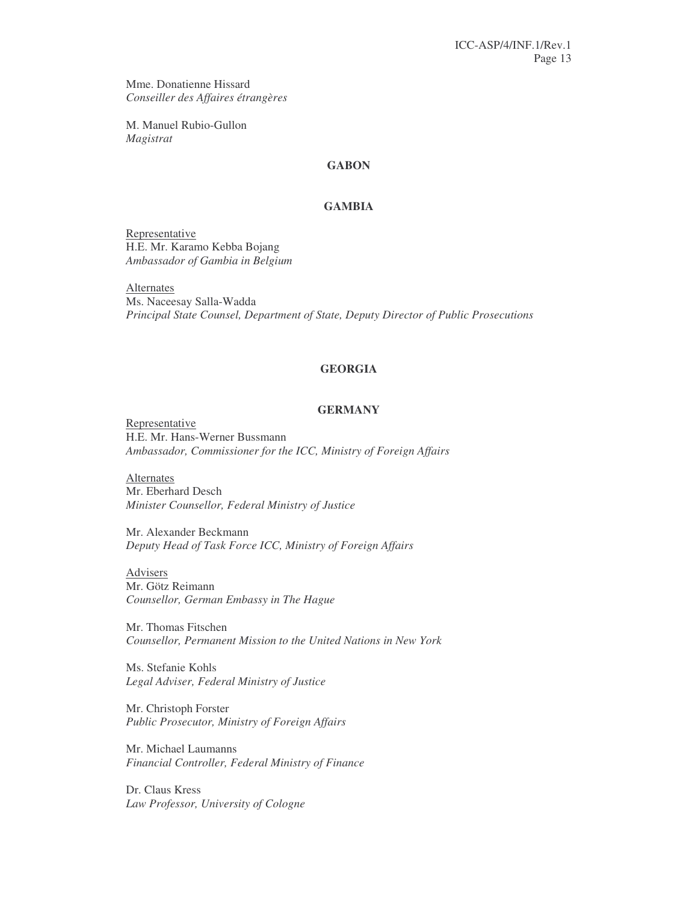Mme. Donatienne Hissard
*Conseiller des Affaires étrangères*

M. Manuel Rubio-Gullon
*Magistrat*

**GABON**

**GAMBIA**

Representative
H.E. Mr. Karamo Kebba Bojang
*Ambassador of Gambia in Belgium*

Alternates
Ms. Naceesay Salla-Wadda
*Principal State Counsel, Department of State, Deputy Director of Public Prosecutions*

**GEORGIA**

**GERMANY**

Representative
H.E. Mr. Hans-Werner Bussmann
*Ambassador, Commissioner for the ICC, Ministry of Foreign Affairs*

Alternates
Mr. Eberhard Desch
*Minister Counsellor, Federal Ministry of Justice*

Mr. Alexander Beckmann
*Deputy Head of Task Force ICC, Ministry of Foreign Affairs*

Advisers
Mr. Götz Reimann
*Counsellor, German Embassy in The Hague*

Mr. Thomas Fitschen
*Counsellor, Permanent Mission to the United Nations in New York*

Ms. Stefanie Kohls
*Legal Adviser, Federal Ministry of Justice*

Mr. Christoph Forster
*Public Prosecutor, Ministry of Foreign Affairs*

Mr. Michael Laumanns
*Financial Controller, Federal Ministry of Finance*

Dr. Claus Kress
*Law Professor, University of Cologne*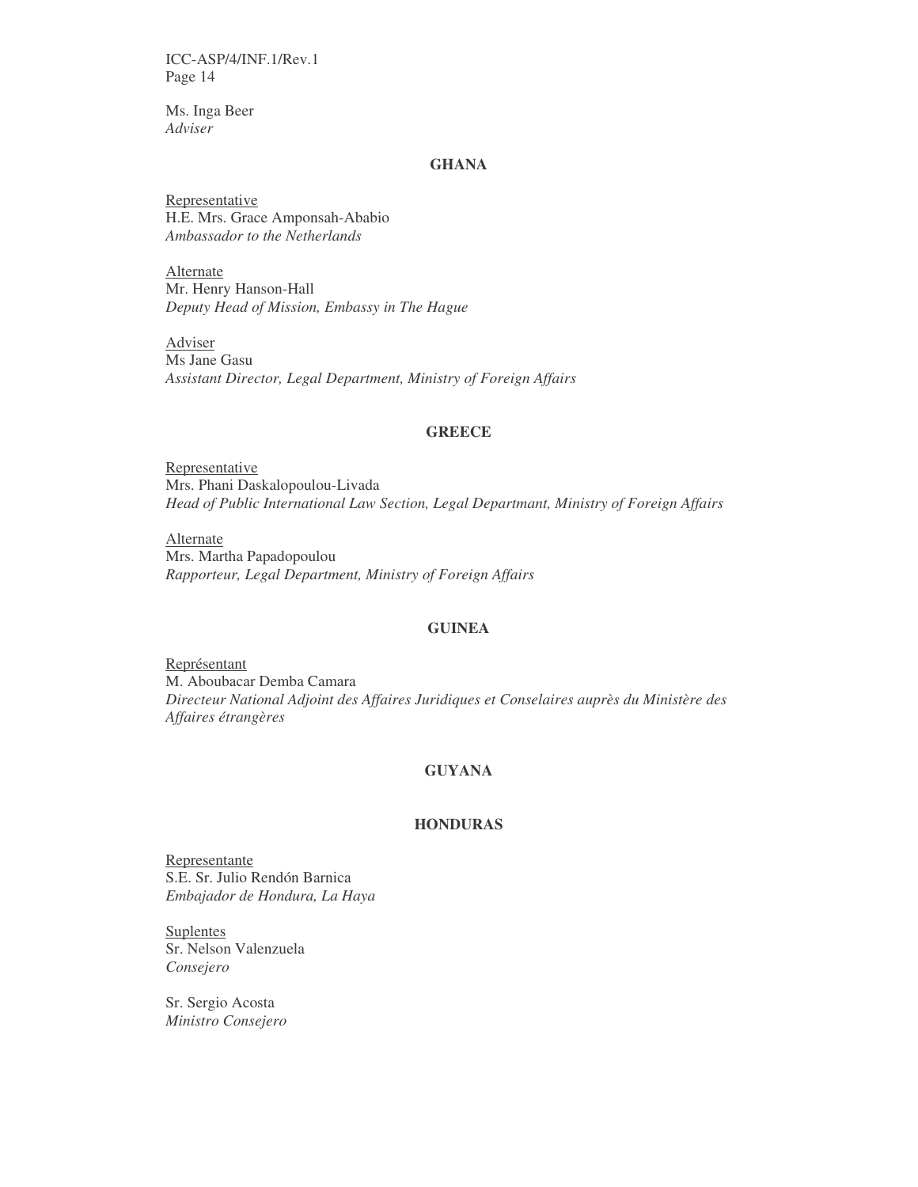Ms. Inga Beer
*Adviser*

**GHANA**

Representative
H.E. Mrs. Grace Amponsah-Ababio
*Ambassador to the Netherlands*

Alternate
Mr. Henry Hanson-Hall
*Deputy Head of Mission, Embassy in The Hague*

Adviser
Ms Jane Gasu
*Assistant Director, Legal Department, Ministry of Foreign Affairs*

**GREECE**

Representative
Mrs. Phani Daskalopoulou-Livada
*Head of Public International Law Section, Legal Departmant, Ministry of Foreign Affairs*

Alternate
Mrs. Martha Papadopoulou
*Rapporteur, Legal Department, Ministry of Foreign Affairs*

**GUINEA**

Représentant
M. Aboubacar Demba Camara
*Directeur National Adjoint des Affaires Juridiques et Conselaires auprès du Ministère des Affaires étrangères*

**GUYANA**

**HONDURAS**

Representante
S.E. Sr. Julio Rendón Barnica
*Embajador de Hondura, La Haya*

Suplentes
Sr. Nelson Valenzuela
*Consejero*

Sr. Sergio Acosta
*Ministro Consejero*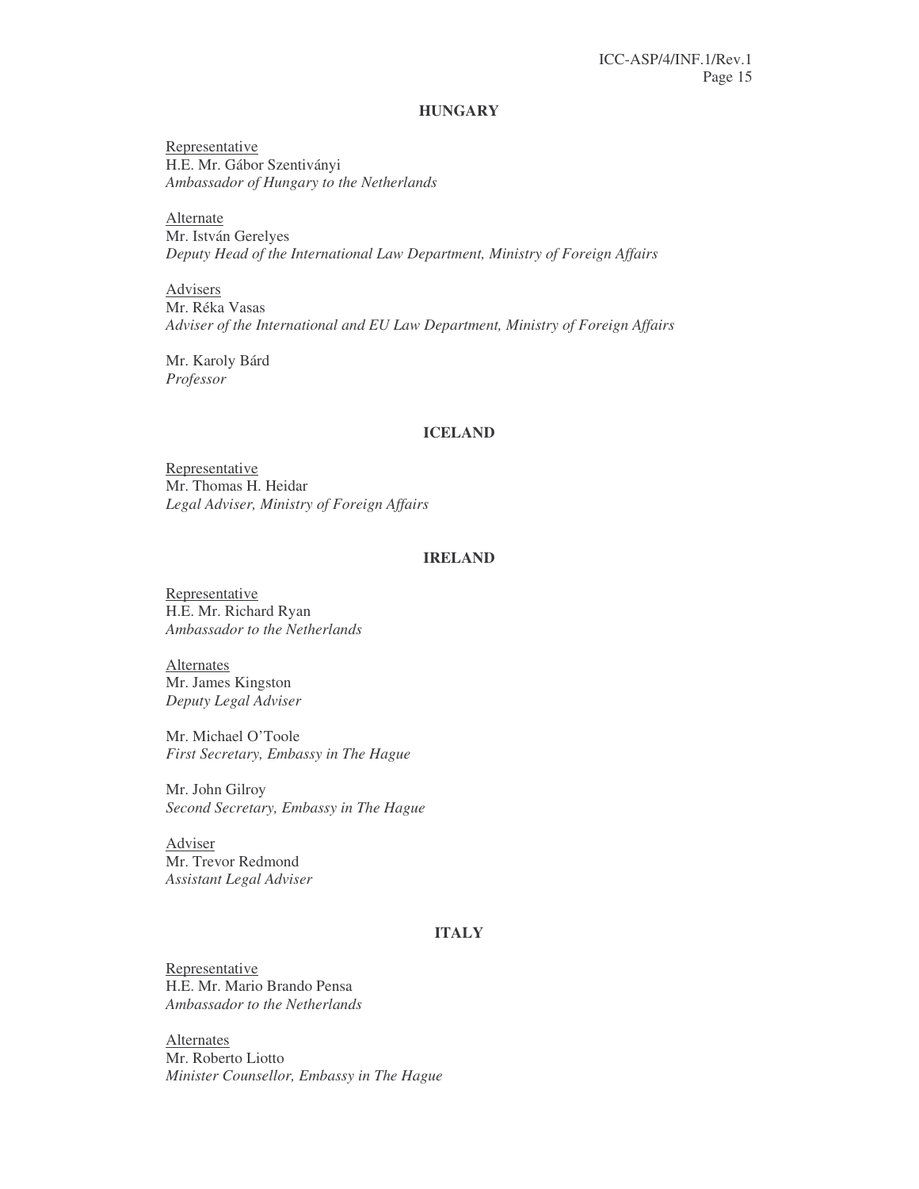**HUNGARY**

Representative
H.E. Mr. Gábor Szentiványi
*Ambassador of Hungary to the Netherlands*

Alternate
Mr. István Gerelyes
*Deputy Head of the International Law Department, Ministry of Foreign Affairs*

Advisers
Mr. Réka Vasas
*Adviser of the International and EU Law Department, Ministry of Foreign Affairs*

Mr. Karoly Bárd
*Professor*

**ICELAND**

Representative
Mr. Thomas H. Heidar
*Legal Adviser, Ministry of Foreign Affairs*

**IRELAND**

Representative
H.E. Mr. Richard Ryan
*Ambassador to the Netherlands*

Alternates
Mr. James Kingston
*Deputy Legal Adviser*

Mr. Michael O'Toole
*First Secretary, Embassy in The Hague*

Mr. John Gilroy
*Second Secretary, Embassy in The Hague*

Adviser
Mr. Trevor Redmond
*Assistant Legal Adviser*

**ITALY**

Representative
H.E. Mr. Mario Brando Pensa
*Ambassador to the Netherlands*

Alternates
Mr. Roberto Liotto
*Minister Counsellor, Embassy in The Hague*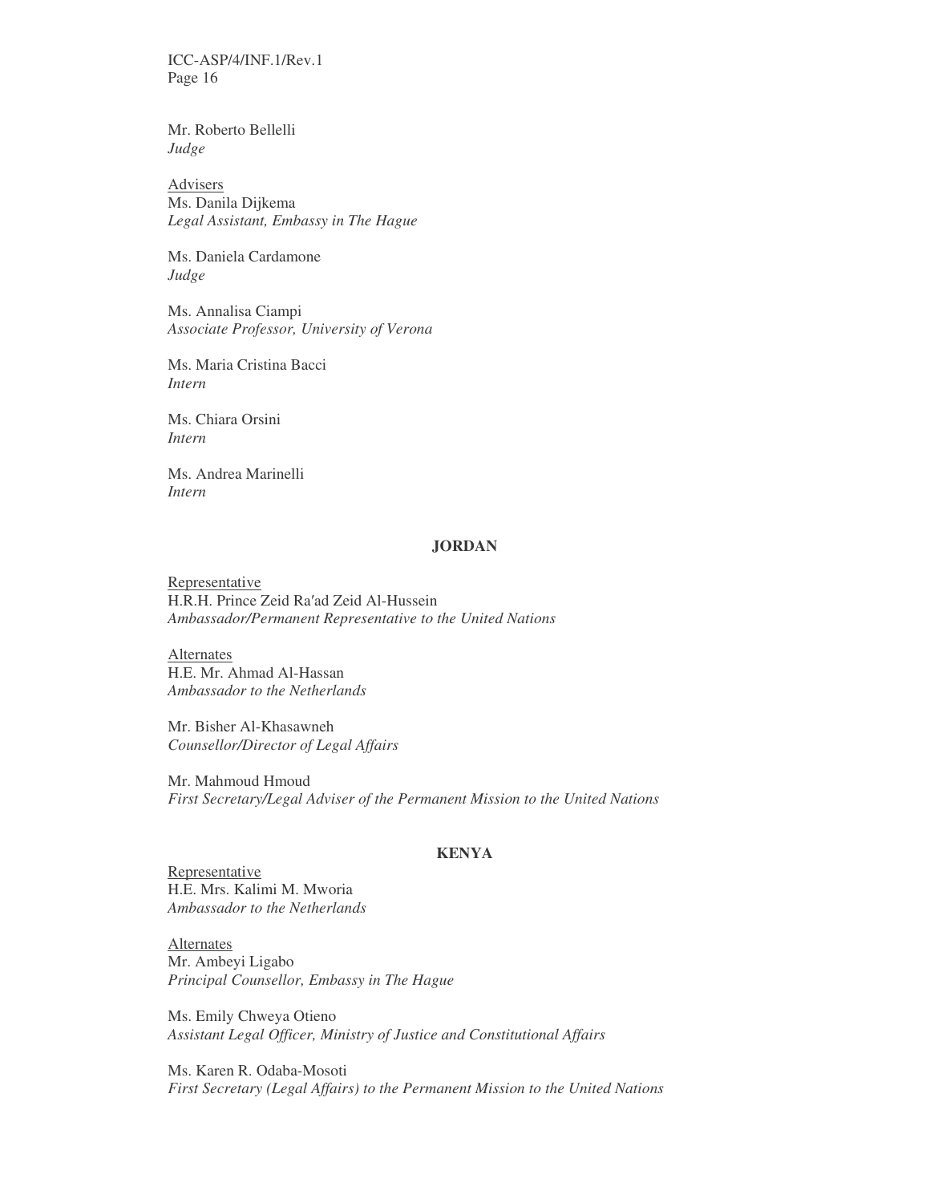Mr. Roberto Bellelli
*Judge*

Advisers
Ms. Danila Dijkema
*Legal Assistant, Embassy in The Hague*

Ms. Daniela Cardamone
*Judge*

Ms. Annalisa Ciampi
*Associate Professor, University of Verona*

Ms. Maria Cristina Bacci
*Intern*

Ms. Chiara Orsini
*Intern*

Ms. Andrea Marinelli
*Intern*

**JORDAN**

Representative
H.R.H. Prince Zeid Ra′ad Zeid Al-Hussein
*Ambassador/Permanent Representative to the United Nations*

Alternates
H.E. Mr. Ahmad Al-Hassan
*Ambassador to the Netherlands*

Mr. Bisher Al-Khasawneh
*Counsellor/Director of Legal Affairs*

Mr. Mahmoud Hmoud
*First Secretary/Legal Adviser of the Permanent Mission to the United Nations*

**KENYA**

Representative
H.E. Mrs. Kalimi M. Mworia
*Ambassador to the Netherlands*

Alternates
Mr. Ambeyi Ligabo
*Principal Counsellor, Embassy in The Hague*

Ms. Emily Chweya Otieno
*Assistant Legal Officer, Ministry of Justice and Constitutional Affairs*

Ms. Karen R. Odaba-Mosoti
*First Secretary (Legal Affairs) to the Permanent Mission to the United Nations*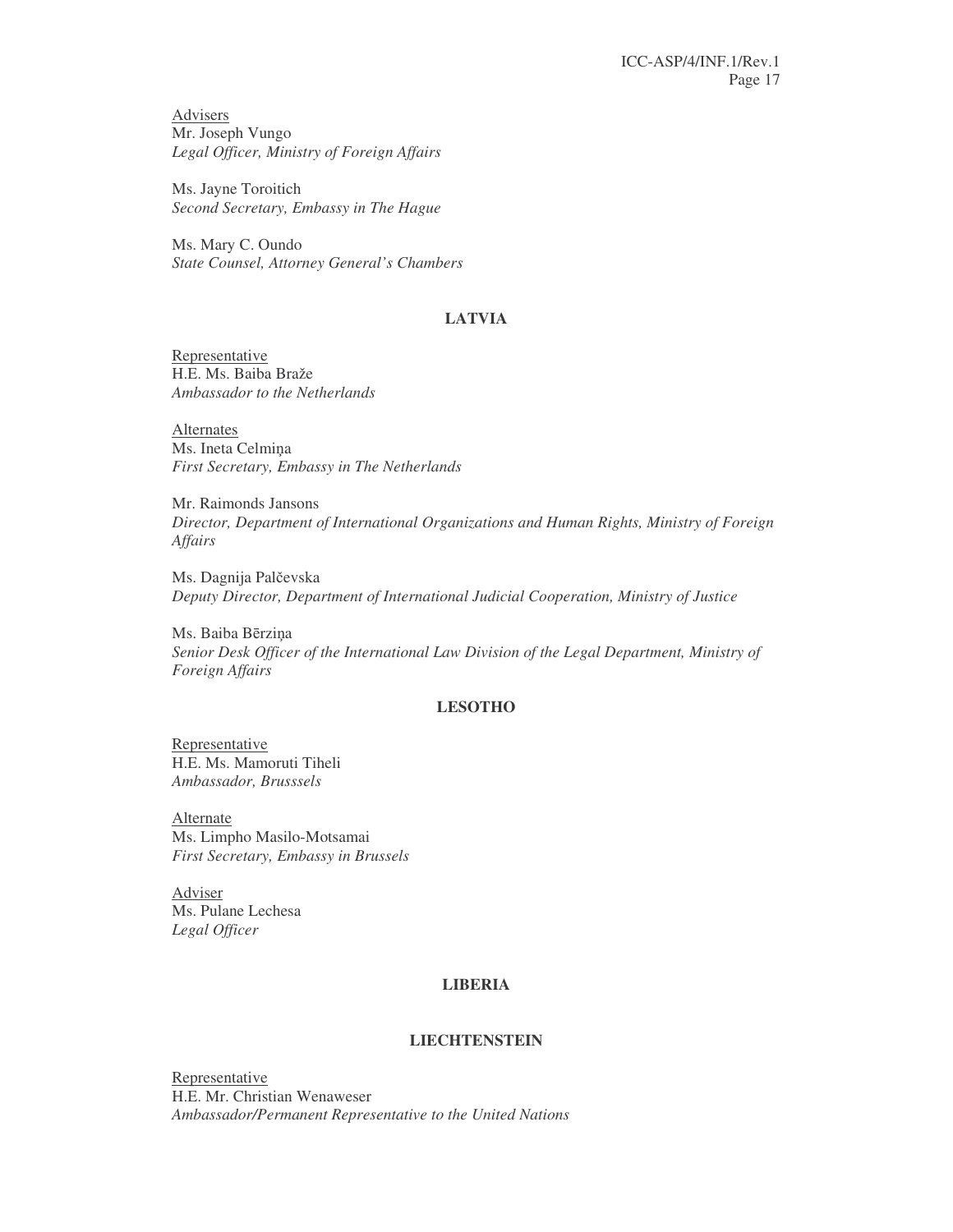Advisers
Mr. Joseph Vungo
*Legal Officer, Ministry of Foreign Affairs*

Ms. Jayne Toroitich
*Second Secretary, Embassy in The Hague*

Ms. Mary C. Oundo
*State Counsel, Attorney General's Chambers*

**LATVIA**

Representative
H.E. Ms. Baiba Braže
*Ambassador to the Netherlands*

Alternates
Ms. Ineta Celmiņa
*First Secretary, Embassy in The Netherlands*

Mr. Raimonds Jansons
*Director, Department of International Organizations and Human Rights, Ministry of Foreign Affairs*

Ms. Dagnija Palčevska
*Deputy Director, Department of International Judicial Cooperation, Ministry of Justice*

Ms. Baiba Bērziņa
*Senior Desk Officer of the International Law Division of the Legal Department, Ministry of Foreign Affairs*

**LESOTHO**

Representative
H.E. Ms. Mamoruti Tiheli
*Ambassador, Brusssels*

Alternate
Ms. Limpho Masilo-Motsamai
*First Secretary, Embassy in Brussels*

Adviser
Ms. Pulane Lechesa
*Legal Officer*

**LIBERIA**

**LIECHTENSTEIN**

Representative
H.E. Mr. Christian Wenaweser
*Ambassador/Permanent Representative to the United Nations*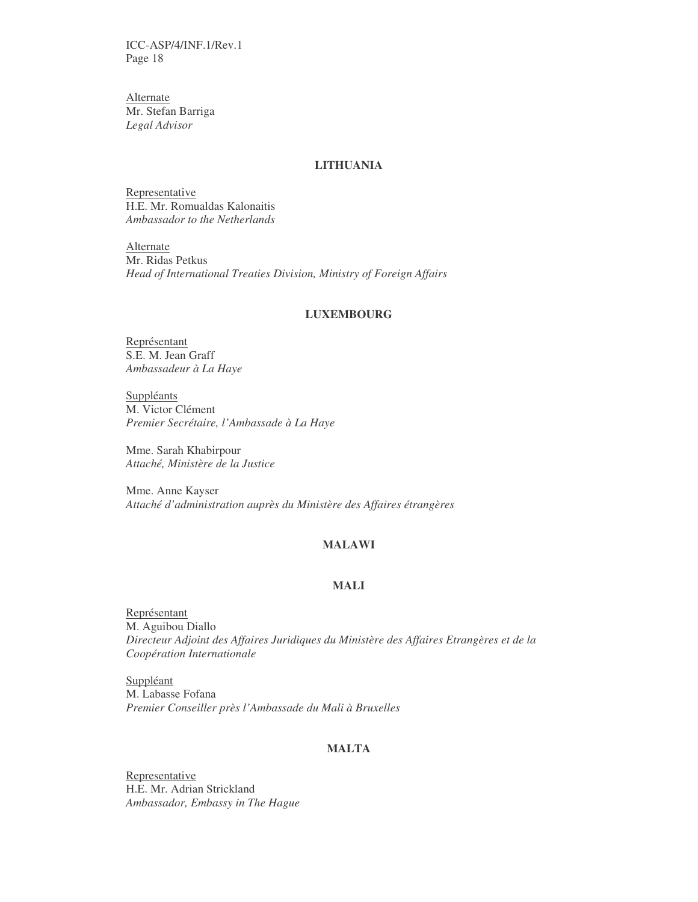Alternate
Mr. Stefan Barriga
*Legal Advisor*

**LITHUANIA**

Representative
H.E. Mr. Romualdas Kalonaitis
*Ambassador to the Netherlands*

Alternate
Mr. Ridas Petkus
*Head of International Treaties Division, Ministry of Foreign Affairs*

**LUXEMBOURG**

Représentant
S.E. M. Jean Graff
*Ambassadeur à La Haye*

Suppléants
M. Victor Clément
*Premier Secrétaire, l'Ambassade à La Haye*

Mme. Sarah Khabirpour
*Attaché, Ministère de la Justice*

Mme. Anne Kayser
*Attaché d'administration auprès du Ministère des Affaires étrangères*

**MALAWI**

**MALI**

Représentant
M. Aguibou Diallo
*Directeur Adjoint des Affaires Juridiques du Ministère des Affaires Etrangères et de la Coopération Internationale*

Suppléant
M. Labasse Fofana
*Premier Conseiller près l'Ambassade du Mali à Bruxelles*

**MALTA**

Representative
H.E. Mr. Adrian Strickland
*Ambassador, Embassy in The Hague*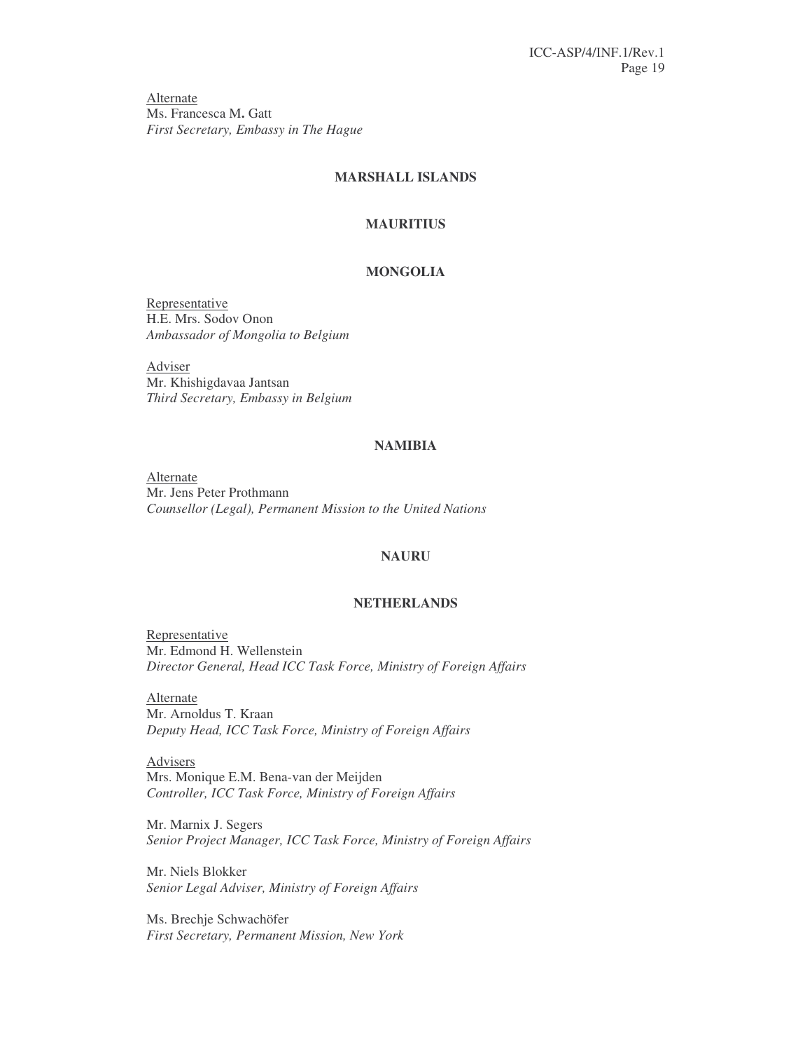<u>Alternate</u>
Ms. Francesca M**.** Gatt
*First Secretary, Embassy in The Hague*

### MARSHALL ISLANDS

### MAURITIUS

### MONGOLIA

<u>Representative</u>
H.E. Mrs. Sodov Onon
*Ambassador of Mongolia to Belgium*

<u>Adviser</u>
Mr. Khishigdavaa Jantsan
*Third Secretary, Embassy in Belgium*

### NAMIBIA

<u>Alternate</u>
Mr. Jens Peter Prothmann
*Counsellor (Legal), Permanent Mission to the United Nations*

### NAURU

### NETHERLANDS

<u>Representative</u>
Mr. Edmond H. Wellenstein
*Director General, Head ICC Task Force, Ministry of Foreign Affairs*

<u>Alternate</u>
Mr. Arnoldus T. Kraan
*Deputy Head, ICC Task Force, Ministry of Foreign Affairs*

<u>Advisers</u>
Mrs. Monique E.M. Bena-van der Meijden
*Controller, ICC Task Force, Ministry of Foreign Affairs*

Mr. Marnix J. Segers
*Senior Project Manager, ICC Task Force, Ministry of Foreign Affairs*

Mr. Niels Blokker
*Senior Legal Adviser, Ministry of Foreign Affairs*

Ms. Brechje Schwachöfer
*First Secretary, Permanent Mission, New York*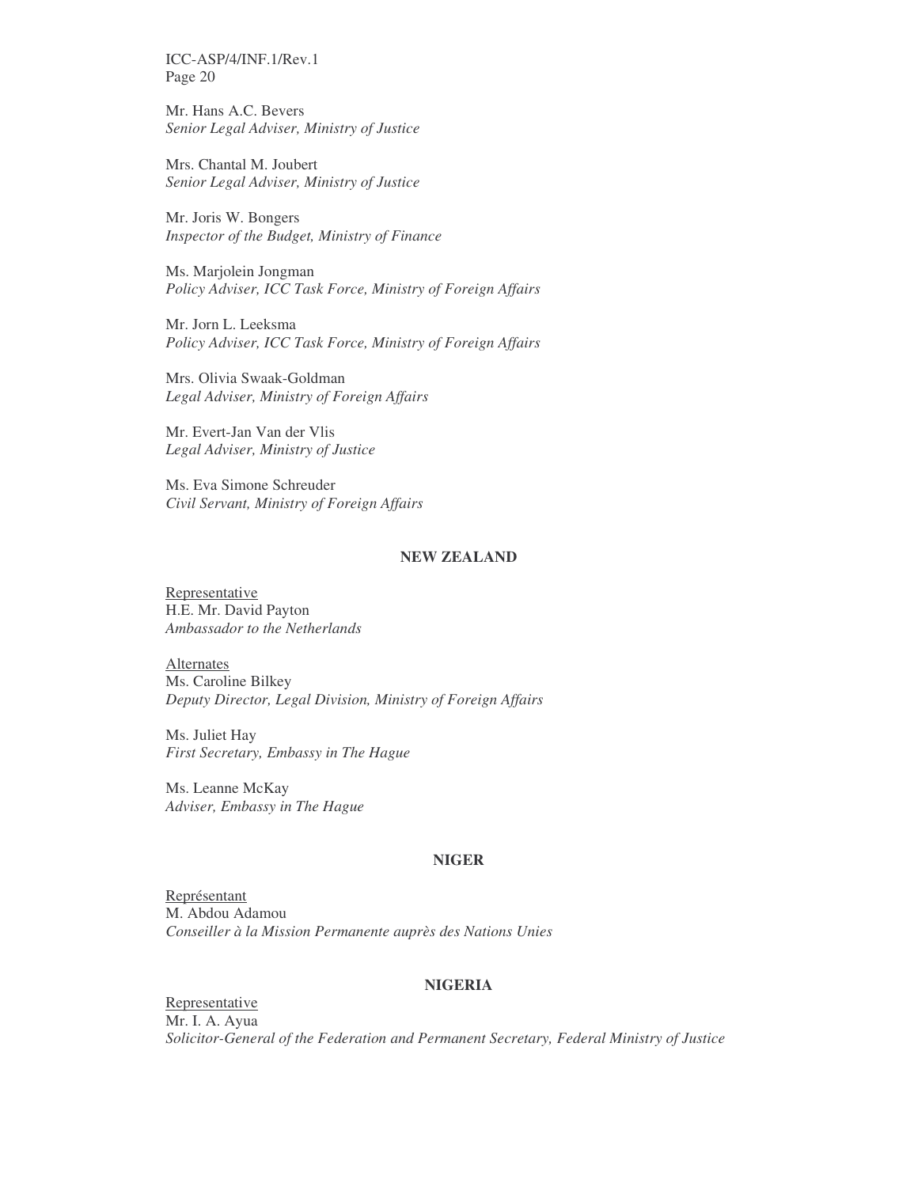Mr. Hans A.C. Bevers
*Senior Legal Adviser, Ministry of Justice*

Mrs. Chantal M. Joubert
*Senior Legal Adviser, Ministry of Justice*

Mr. Joris W. Bongers
*Inspector of the Budget, Ministry of Finance*

Ms. Marjolein Jongman
*Policy Adviser, ICC Task Force, Ministry of Foreign Affairs*

Mr. Jorn L. Leeksma
*Policy Adviser, ICC Task Force, Ministry of Foreign Affairs*

Mrs. Olivia Swaak-Goldman
*Legal Adviser, Ministry of Foreign Affairs*

Mr. Evert-Jan Van der Vlis
*Legal Adviser, Ministry of Justice*

Ms. Eva Simone Schreuder
*Civil Servant, Ministry of Foreign Affairs*

**NEW ZEALAND**

Representative
H.E. Mr. David Payton
*Ambassador to the Netherlands*

Alternates
Ms. Caroline Bilkey
*Deputy Director, Legal Division, Ministry of Foreign Affairs*

Ms. Juliet Hay
*First Secretary, Embassy in The Hague*

Ms. Leanne McKay
*Adviser, Embassy in The Hague*

**NIGER**

Représentant
M. Abdou Adamou
*Conseiller à la Mission Permanente auprès des Nations Unies*

**NIGERIA**

Representative
Mr. I. A. Ayua
*Solicitor-General of the Federation and Permanent Secretary, Federal Ministry of Justice*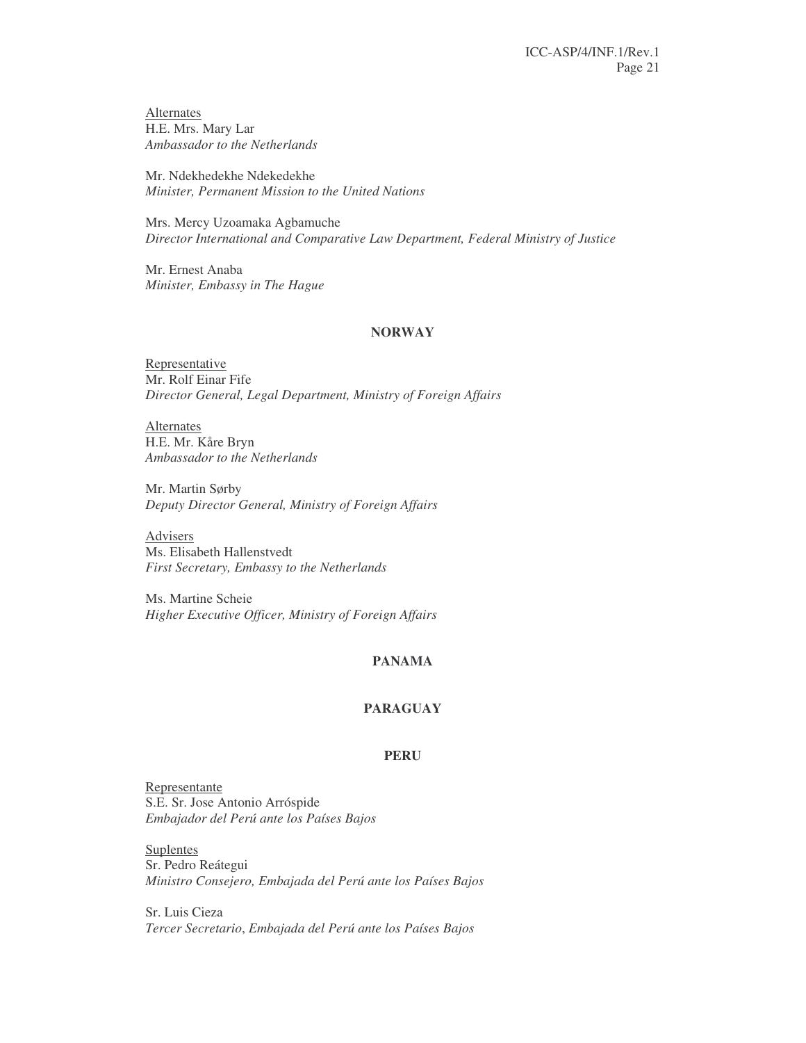Alternates

H.E. Mrs. Mary Lar
*Ambassador to the Netherlands*

Mr. Ndekhedekhe Ndekedekhe
*Minister, Permanent Mission to the United Nations*

Mrs. Mercy Uzoamaka Agbamuche
*Director International and Comparative Law Department, Federal Ministry of Justice*

Mr. Ernest Anaba
*Minister, Embassy in The Hague*

**NORWAY**

Representative

Mr. Rolf Einar Fife
*Director General, Legal Department, Ministry of Foreign Affairs*

Alternates

H.E. Mr. Kåre Bryn
*Ambassador to the Netherlands*

Mr. Martin Sørby
*Deputy Director General, Ministry of Foreign Affairs*

Advisers

Ms. Elisabeth Hallenstvedt
*First Secretary, Embassy to the Netherlands*

Ms. Martine Scheie
*Higher Executive Officer, Ministry of Foreign Affairs*

**PANAMA**

**PARAGUAY**

**PERU**

Representante

S.E. Sr. Jose Antonio Arróspide
*Embajador del Perú ante los Países Bajos*

Suplentes

Sr. Pedro Reátegui
*Ministro Consejero, Embajada del Perú ante los Países Bajos*

Sr. Luis Cieza
*Tercer Secretario*, *Embajada del Perú ante los Países Bajos*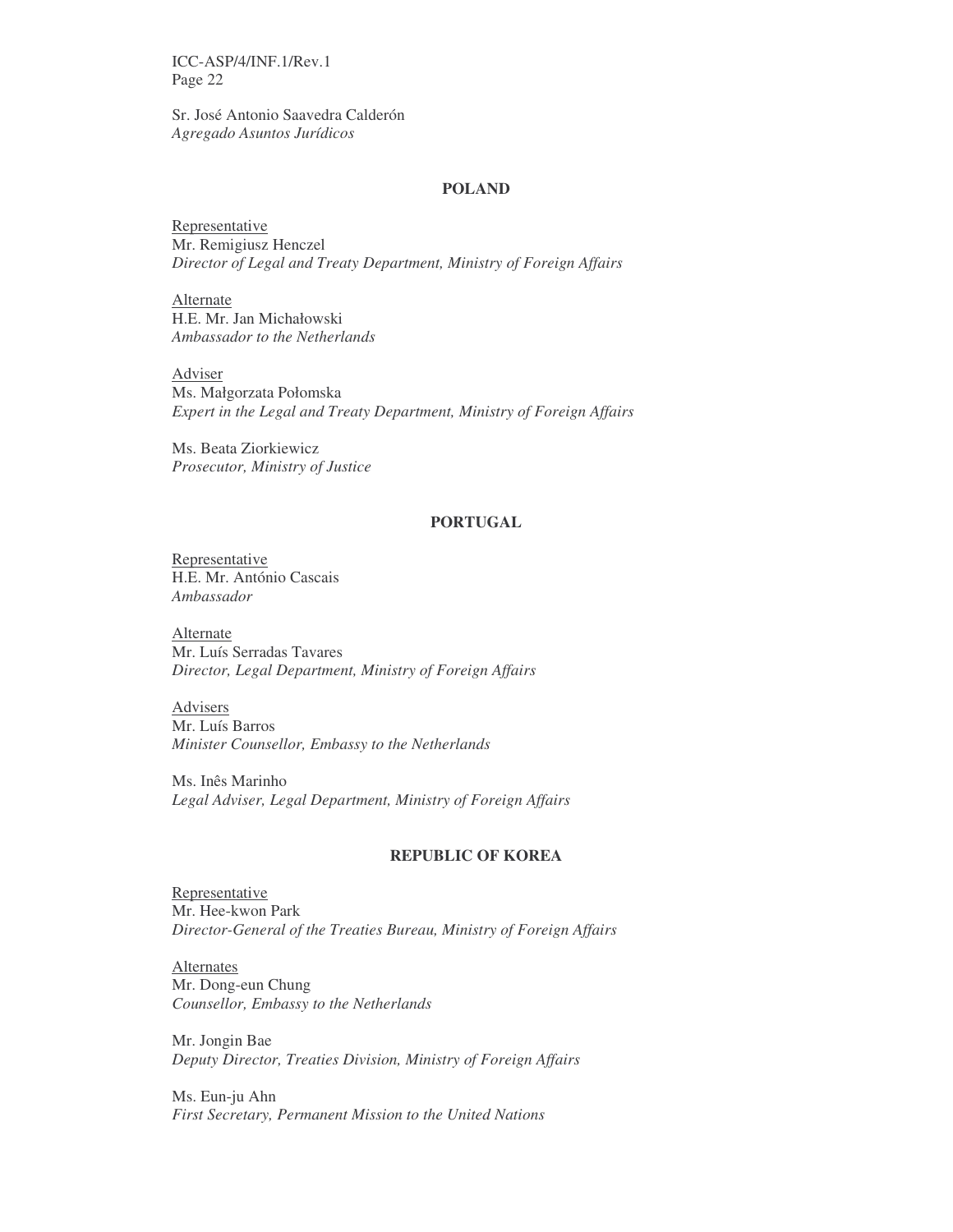Sr. José Antonio Saavedra Calderón
*Agregado Asuntos Jurídicos*

**POLAND**

Representative
Mr. Remigiusz Henczel
*Director of Legal and Treaty Department, Ministry of Foreign Affairs*

Alternate
H.E. Mr. Jan Michałowski
*Ambassador to the Netherlands*

Adviser
Ms. Małgorzata Połomska
*Expert in the Legal and Treaty Department, Ministry of Foreign Affairs*

Ms. Beata Ziorkiewicz
*Prosecutor, Ministry of Justice*

**PORTUGAL**

Representative
H.E. Mr. António Cascais
*Ambassador*

Alternate
Mr. Luís Serradas Tavares
*Director, Legal Department, Ministry of Foreign Affairs*

Advisers
Mr. Luís Barros
*Minister Counsellor, Embassy to the Netherlands*

Ms. Inês Marinho
*Legal Adviser, Legal Department, Ministry of Foreign Affairs*

**REPUBLIC OF KOREA**

Representative
Mr. Hee-kwon Park
*Director-General of the Treaties Bureau, Ministry of Foreign Affairs*

Alternates
Mr. Dong-eun Chung
*Counsellor, Embassy to the Netherlands*

Mr. Jongin Bae
*Deputy Director, Treaties Division, Ministry of Foreign Affairs*

Ms. Eun-ju Ahn
*First Secretary, Permanent Mission to the United Nations*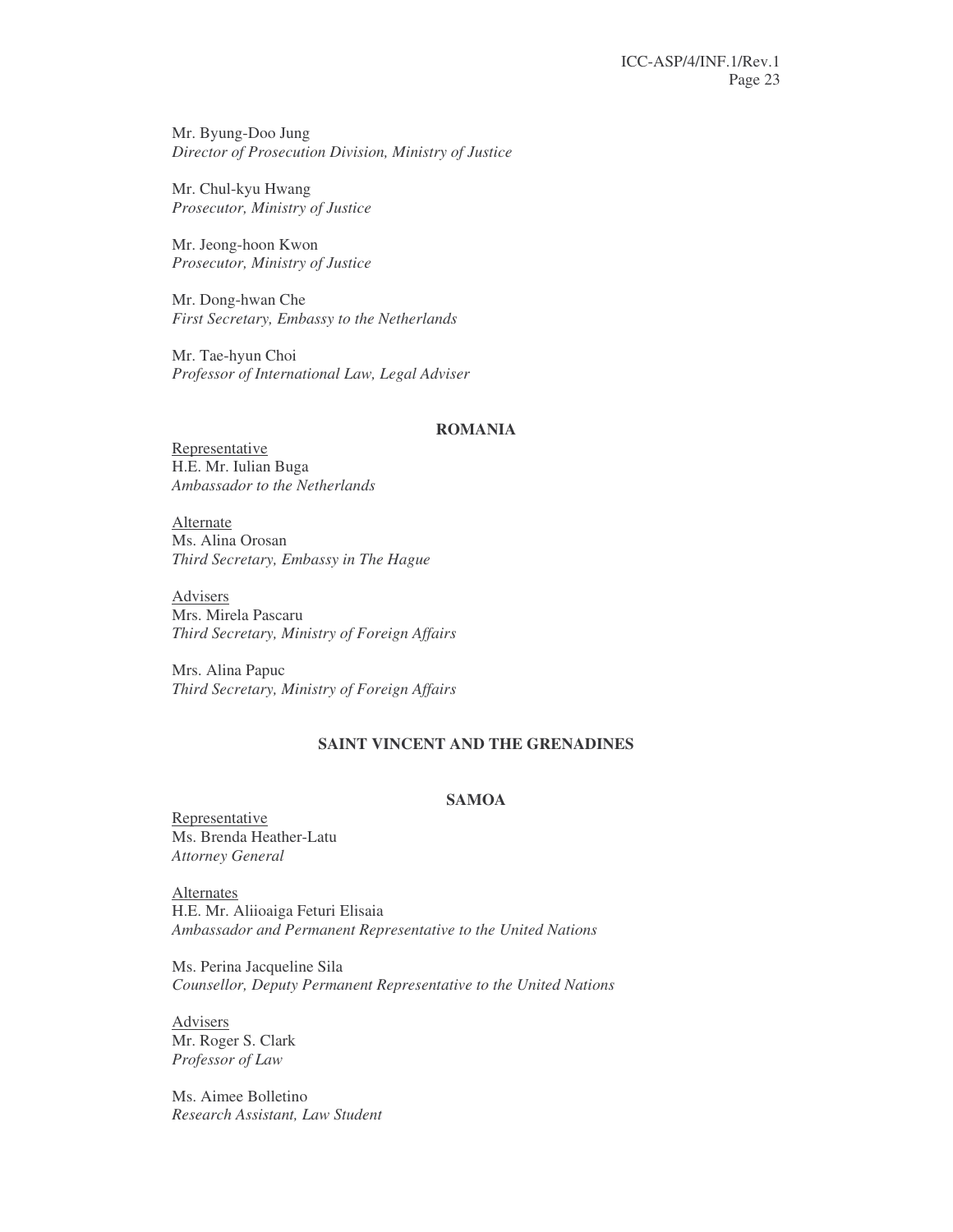Mr. Byung-Doo Jung
*Director of Prosecution Division, Ministry of Justice*

Mr. Chul-kyu Hwang
*Prosecutor, Ministry of Justice*

Mr. Jeong-hoon Kwon
*Prosecutor, Ministry of Justice*

Mr. Dong-hwan Che
*First Secretary, Embassy to the Netherlands*

Mr. Tae-hyun Choi
*Professor of International Law, Legal Adviser*

**ROMANIA**

Representative
H.E. Mr. Iulian Buga
*Ambassador to the Netherlands*

Alternate
Ms. Alina Orosan
*Third Secretary, Embassy in The Hague*

Advisers
Mrs. Mirela Pascaru
*Third Secretary, Ministry of Foreign Affairs*

Mrs. Alina Papuc
*Third Secretary, Ministry of Foreign Affairs*

**SAINT VINCENT AND THE GRENADINES**

**SAMOA**

Representative
Ms. Brenda Heather-Latu
*Attorney General*

Alternates
H.E. Mr. Aliioaiga Feturi Elisaia
*Ambassador and Permanent Representative to the United Nations*

Ms. Perina Jacqueline Sila
*Counsellor, Deputy Permanent Representative to the United Nations*

Advisers
Mr. Roger S. Clark
*Professor of Law*

Ms. Aimee Bolletino
*Research Assistant, Law Student*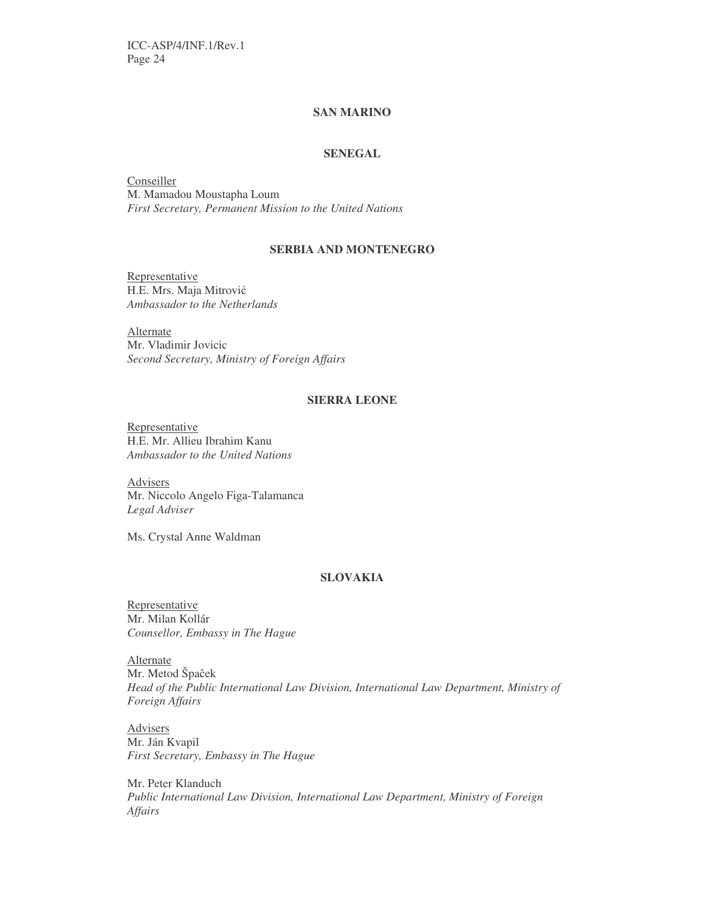**SAN MARINO**

**SENEGAL**

Conseiller
M. Mamadou Moustapha Loum
*First Secretary, Permanent Mission to the United Nations*

**SERBIA AND MONTENEGRO**

Representative
H.E. Mrs. Maja Mitrović
*Ambassador to the Netherlands*

Alternate
Mr. Vladimir Jovicic
*Second Secretary, Ministry of Foreign Affairs*

**SIERRA LEONE**

Representative
H.E. Mr. Allieu Ibrahim Kanu
*Ambassador to the United Nations*

Advisers
Mr. Niccolo Angelo Figa-Talamanca
*Legal Adviser*

Ms. Crystal Anne Waldman

**SLOVAKIA**

Representative
Mr. Milan Kollár
*Counsellor, Embassy in The Hague*

Alternate
Mr. Metod Špaĉek
*Head of the Public International Law Division, International Law Department, Ministry of Foreign Affairs*

Advisers
Mr. Ján Kvapil
*First Secretary, Embassy in The Hague*

Mr. Peter Klanduch
*Public International Law Division, International Law Department, Ministry of Foreign Affairs*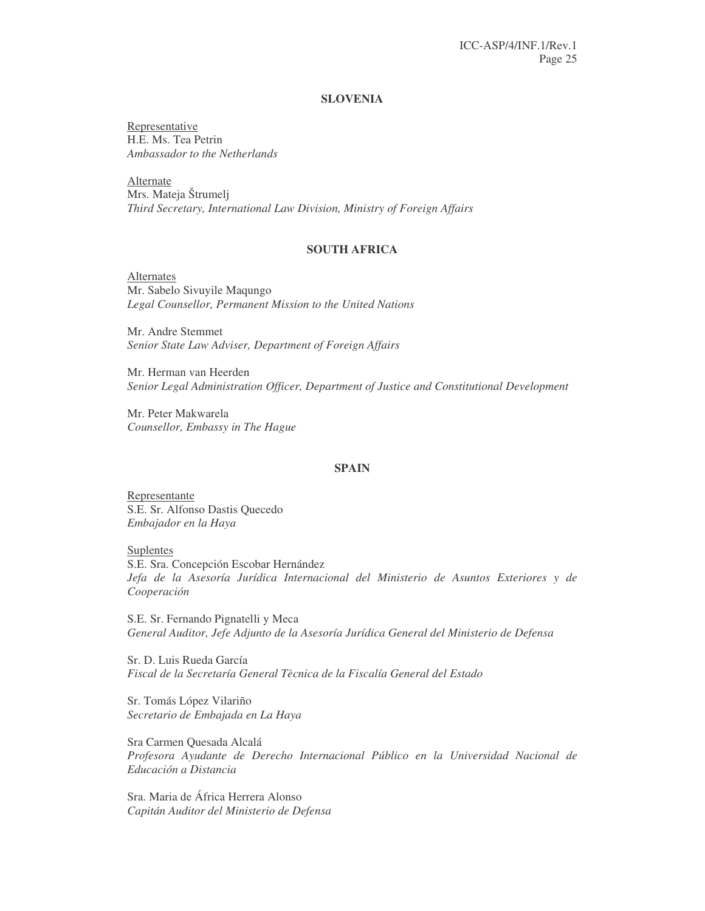**SLOVENIA**

Representative
H.E. Ms. Tea Petrin
*Ambassador to the Netherlands*

Alternate
Mrs. Mateja Štrumelj
*Third Secretary, International Law Division, Ministry of Foreign Affairs*

**SOUTH AFRICA**

Alternates
Mr. Sabelo Sivuyile Maqungo
*Legal Counsellor, Permanent Mission to the United Nations*

Mr. Andre Stemmet
*Senior State Law Adviser, Department of Foreign Affairs*

Mr. Herman van Heerden
*Senior Legal Administration Officer, Department of Justice and Constitutional Development*

Mr. Peter Makwarela
*Counsellor, Embassy in The Hague*

**SPAIN**

Representante
S.E. Sr. Alfonso Dastis Quecedo
*Embajador en la Haya*

Suplentes
S.E. Sra. Concepción Escobar Hernández
*Jefa de la Asesoría Jurídica Internacional del Ministerio de Asuntos Exteriores y de Cooperación*

S.E. Sr. Fernando Pignatelli y Meca
*General Auditor, Jefe Adjunto de la Asesoría Jurídica General del Ministerio de Defensa*

Sr. D. Luis Rueda García
*Fiscal de la Secretaría General Tècnica de la Fiscalía General del Estado*

Sr. Tomás López Vilariño
*Secretario de Embajada en La Haya*

Sra Carmen Quesada Alcalá
*Profesora Ayudante de Derecho Internacional Público en la Universidad Nacional de Educación a Distancia*

Sra. Maria de África Herrera Alonso
*Capitán Auditor del Ministerio de Defensa*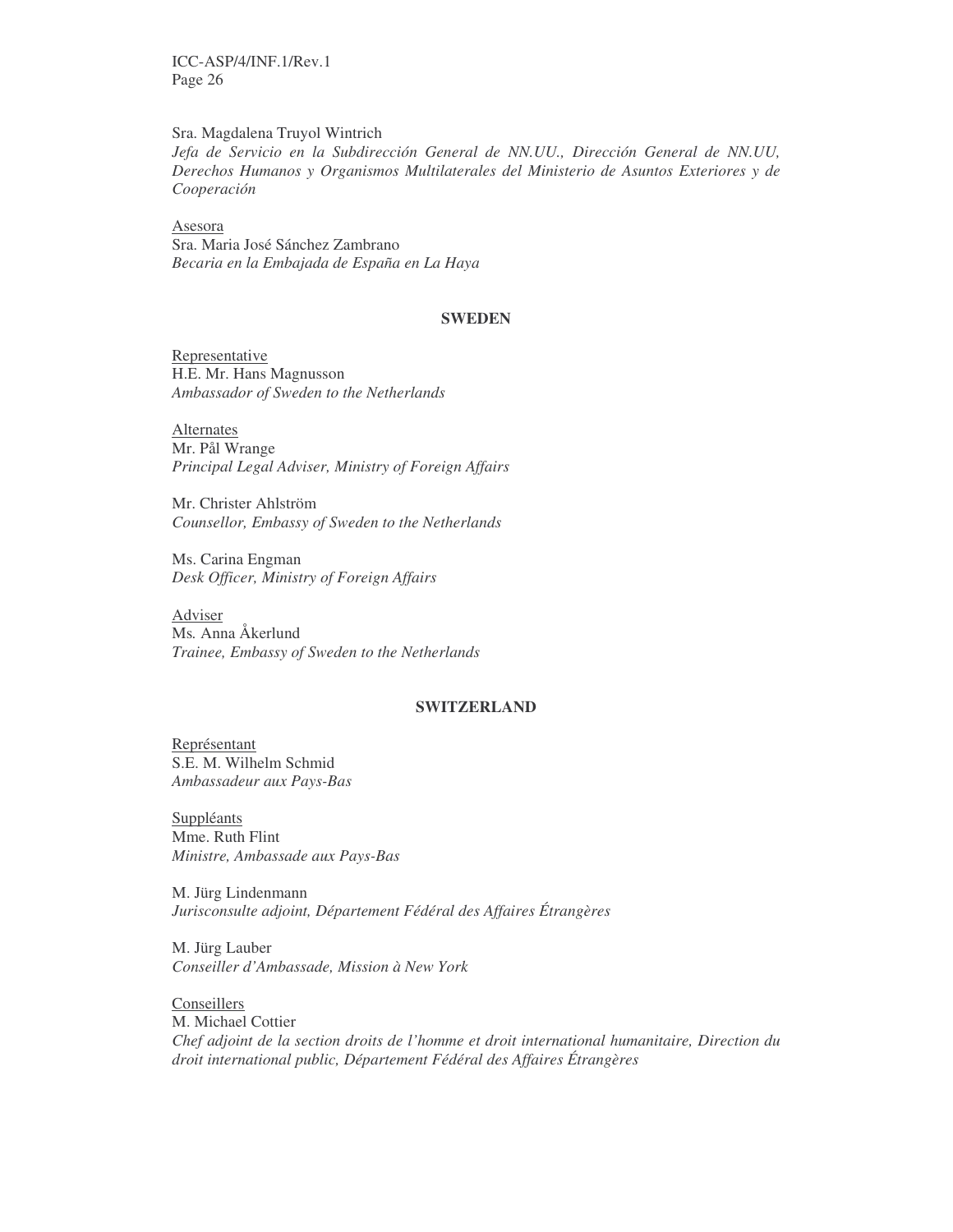Sra. Magdalena Truyol Wintrich
*Jefa de Servicio en la Subdirección General de NN.UU., Dirección General de NN.UU, Derechos Humanos y Organismos Multilaterales del Ministerio de Asuntos Exteriores y de Cooperación*

Asesora
Sra. Maria José Sánchez Zambrano
*Becaria en la Embajada de España en La Haya*

**SWEDEN**

Representative
H.E. Mr. Hans Magnusson
*Ambassador of Sweden to the Netherlands*

Alternates
Mr. Pål Wrange
*Principal Legal Adviser, Ministry of Foreign Affairs*

Mr. Christer Ahlström
*Counsellor, Embassy of Sweden to the Netherlands*

Ms. Carina Engman
*Desk Officer, Ministry of Foreign Affairs*

Adviser
Ms. Anna Åkerlund
*Trainee, Embassy of Sweden to the Netherlands*

**SWITZERLAND**

Représentant
S.E. M. Wilhelm Schmid
*Ambassadeur aux Pays-Bas*

Suppléants
Mme. Ruth Flint
*Ministre, Ambassade aux Pays-Bas*

M. Jürg Lindenmann
*Jurisconsulte adjoint, Département Fédéral des Affaires Étrangères*

M. Jürg Lauber
*Conseiller d'Ambassade, Mission à New York*

Conseillers
M. Michael Cottier
*Chef adjoint de la section droits de l'homme et droit international humanitaire, Direction du droit international public, Département Fédéral des Affaires Étrangères*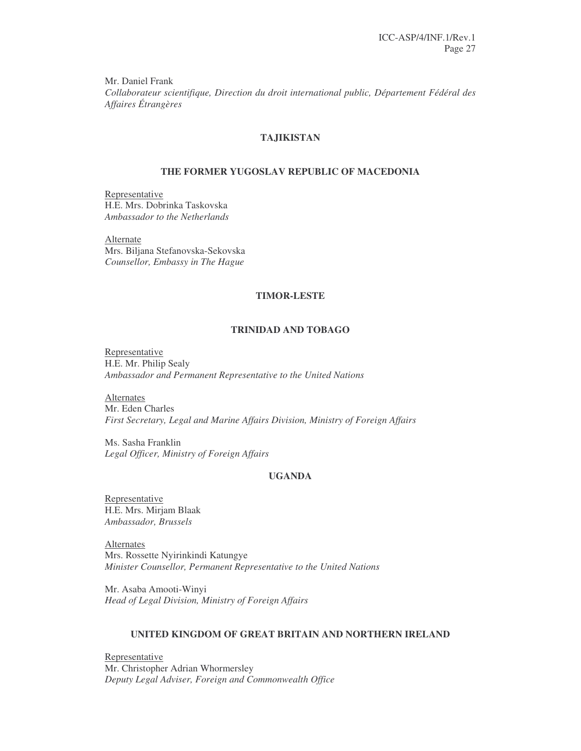Mr. Daniel Frank
*Collaborateur scientifique, Direction du droit international public, Département Fédéral des Affaires Étrangères*

**TAJIKISTAN**

**THE FORMER YUGOSLAV REPUBLIC OF MACEDONIA**

Representative
H.E. Mrs. Dobrinka Taskovska
*Ambassador to the Netherlands*

Alternate
Mrs. Biljana Stefanovska-Sekovska
*Counsellor, Embassy in The Hague*

**TIMOR-LESTE**

**TRINIDAD AND TOBAGO**

Representative
H.E. Mr. Philip Sealy
*Ambassador and Permanent Representative to the United Nations*

Alternates
Mr. Eden Charles
*First Secretary, Legal and Marine Affairs Division, Ministry of Foreign Affairs*

Ms. Sasha Franklin
*Legal Officer, Ministry of Foreign Affairs*

**UGANDA**

Representative
H.E. Mrs. Mirjam Blaak
*Ambassador, Brussels*

Alternates
Mrs. Rossette Nyirinkindi Katungye
*Minister Counsellor, Permanent Representative to the United Nations*

Mr. Asaba Amooti-Winyi
*Head of Legal Division, Ministry of Foreign Affairs*

**UNITED KINGDOM OF GREAT BRITAIN AND NORTHERN IRELAND**

Representative
Mr. Christopher Adrian Whormersley
*Deputy Legal Adviser, Foreign and Commonwealth Office*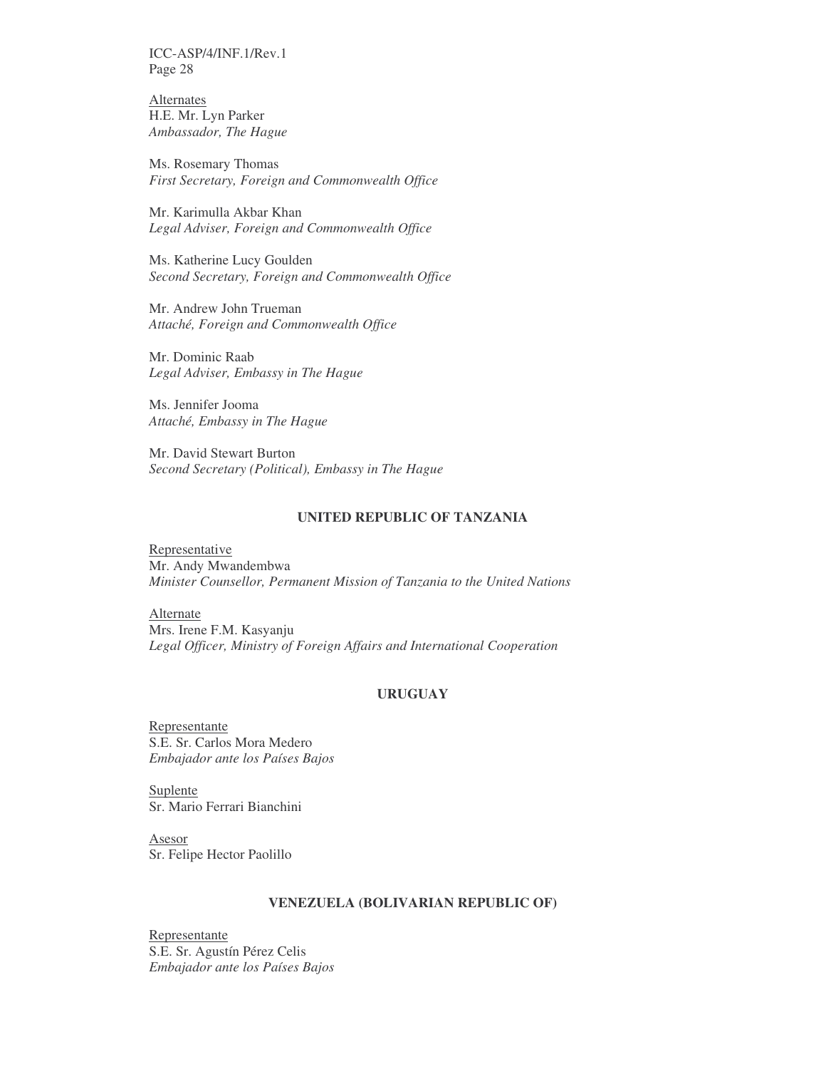Alternates
H.E. Mr. Lyn Parker
*Ambassador, The Hague*

Ms. Rosemary Thomas
*First Secretary, Foreign and Commonwealth Office*

Mr. Karimulla Akbar Khan
*Legal Adviser, Foreign and Commonwealth Office*

Ms. Katherine Lucy Goulden
*Second Secretary, Foreign and Commonwealth Office*

Mr. Andrew John Trueman
*Attaché, Foreign and Commonwealth Office*

Mr. Dominic Raab
*Legal Adviser, Embassy in The Hague*

Ms. Jennifer Jooma
*Attaché, Embassy in The Hague*

Mr. David Stewart Burton
*Second Secretary (Political), Embassy in The Hague*

### UNITED REPUBLIC OF TANZANIA

Representative
Mr. Andy Mwandembwa
*Minister Counsellor, Permanent Mission of Tanzania to the United Nations*

Alternate
Mrs. Irene F.M. Kasyanju
*Legal Officer, Ministry of Foreign Affairs and International Cooperation*

### URUGUAY

Representante
S.E. Sr. Carlos Mora Medero
*Embajador ante los Países Bajos*

Suplente
Sr. Mario Ferrari Bianchini

Asesor
Sr. Felipe Hector Paolillo

### VENEZUELA (BOLIVARIAN REPUBLIC OF)

Representante
S.E. Sr. Agustín Pérez Celis
*Embajador ante los Países Bajos*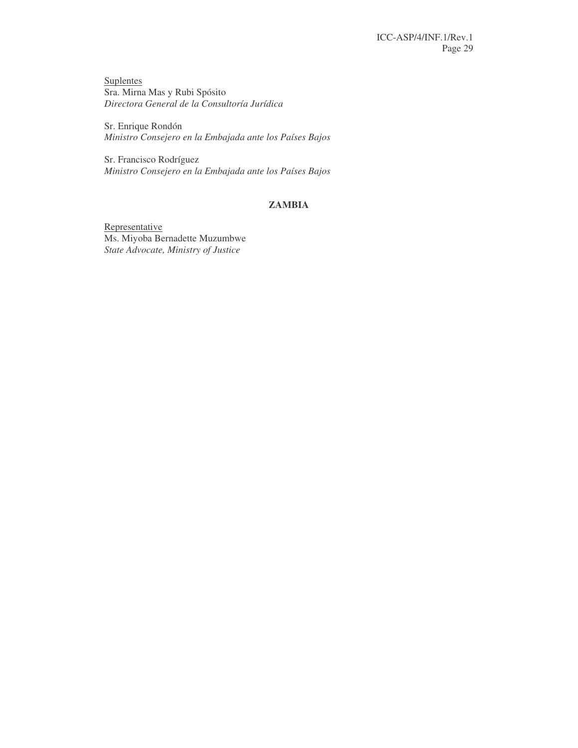<u>Suplentes</u>
Sra. Mirna Mas y Rubi Spósito
*Directora General de la Consultoría Jurídica*

Sr. Enrique Rondón
*Ministro Consejero en la Embajada ante los Países Bajos*

Sr. Francisco Rodríguez
*Ministro Consejero en la Embajada ante los Países Bajos*

**ZAMBIA**

<u>Representative</u>
Ms. Miyoba Bernadette Muzumbwe
*State Advocate, Ministry of Justice*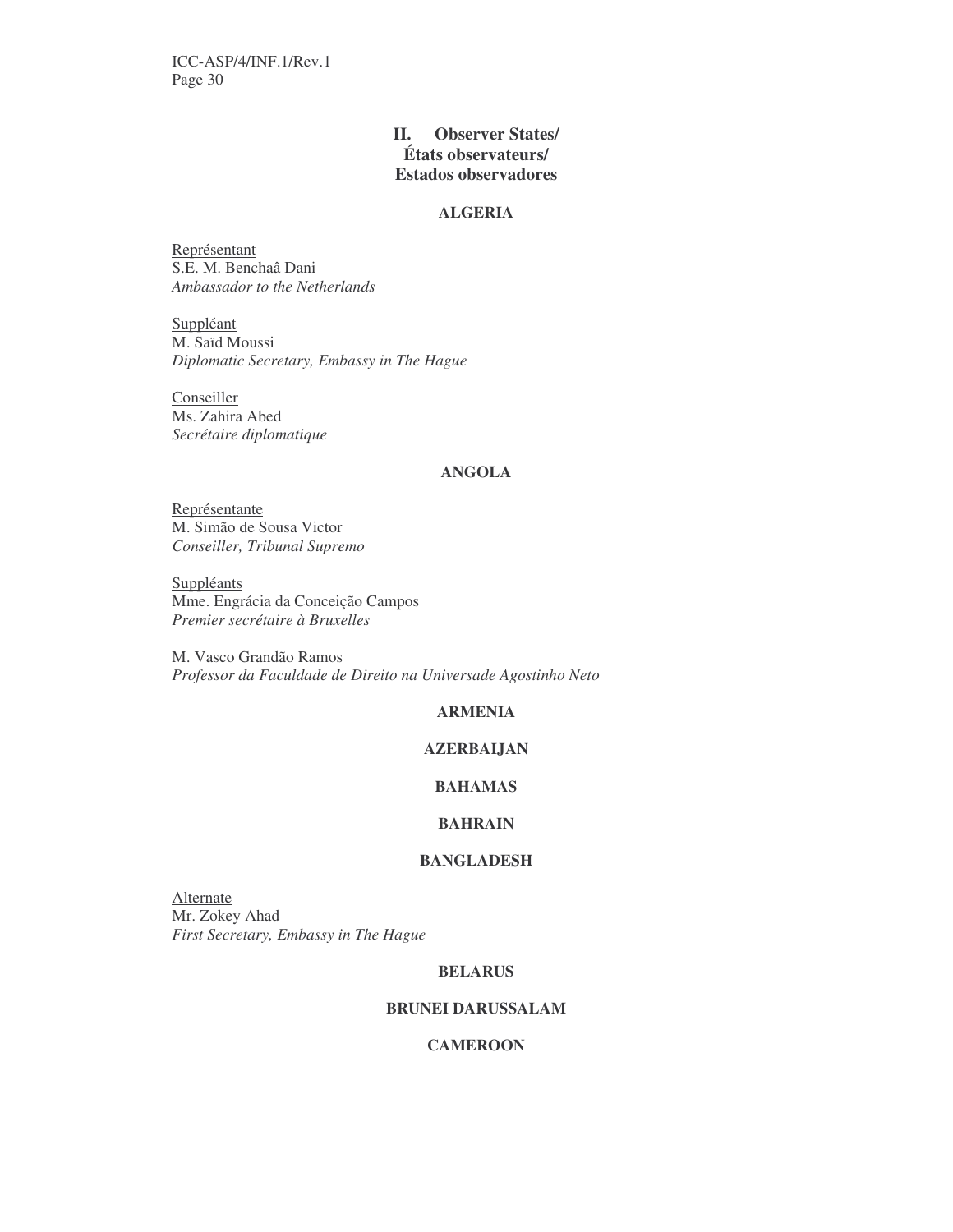## II. Observer States/ États observateurs/ Estados observadores

**ALGERIA**

Représentant
S.E. M. Benchaâ Dani
*Ambassador to the Netherlands*

Suppléant
M. Saïd Moussi
*Diplomatic Secretary, Embassy in The Hague*

Conseiller
Ms. Zahira Abed
*Secrétaire diplomatique*

**ANGOLA**

Représentante
M. Simão de Sousa Victor
*Conseiller, Tribunal Supremo*

Suppléants
Mme. Engrácia da Conceição Campos
*Premier secrétaire à Bruxelles*

M. Vasco Grandão Ramos
*Professor da Faculdade de Direito na Universade Agostinho Neto*

**ARMENIA**

**AZERBAIJAN**

**BAHAMAS**

**BAHRAIN**

**BANGLADESH**

Alternate
Mr. Zokey Ahad
*First Secretary, Embassy in The Hague*

**BELARUS**

**BRUNEI DARUSSALAM**

**CAMEROON**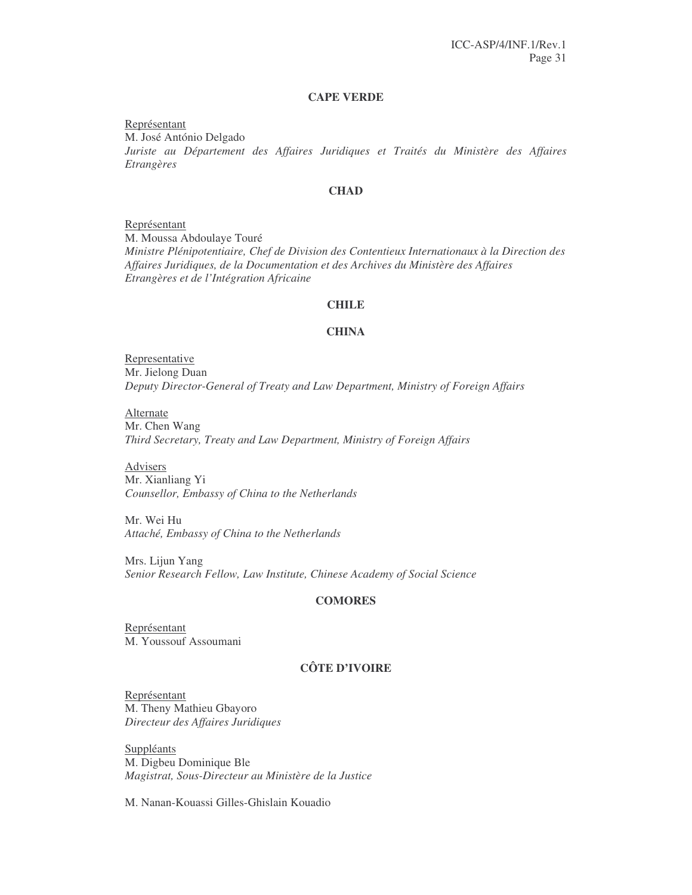**CAPE VERDE**

Représentant
M. José António Delgado
*Juriste au Département des Affaires Juridiques et Traités du Ministère des Affaires Etrangères*

**CHAD**

Représentant
M. Moussa Abdoulaye Touré
*Ministre Plénipotentiaire, Chef de Division des Contentieux Internationaux à la Direction des Affaires Juridiques, de la Documentation et des Archives du Ministère des Affaires Etrangères et de l'Intégration Africaine*

**CHILE**

**CHINA**

Representative
Mr. Jielong Duan
*Deputy Director-General of Treaty and Law Department, Ministry of Foreign Affairs*

Alternate
Mr. Chen Wang
*Third Secretary, Treaty and Law Department, Ministry of Foreign Affairs*

Advisers
Mr. Xianliang Yi
*Counsellor, Embassy of China to the Netherlands*

Mr. Wei Hu
*Attaché, Embassy of China to the Netherlands*

Mrs. Lijun Yang
*Senior Research Fellow, Law Institute, Chinese Academy of Social Science*

**COMORES**

Représentant
M. Youssouf Assoumani

**CÔTE D'IVOIRE**

Représentant
M. Theny Mathieu Gbayoro
*Directeur des Affaires Juridiques*

Suppléants
M. Digbeu Dominique Ble
*Magistrat, Sous-Directeur au Ministère de la Justice*

M. Nanan-Kouassi Gilles-Ghislain Kouadio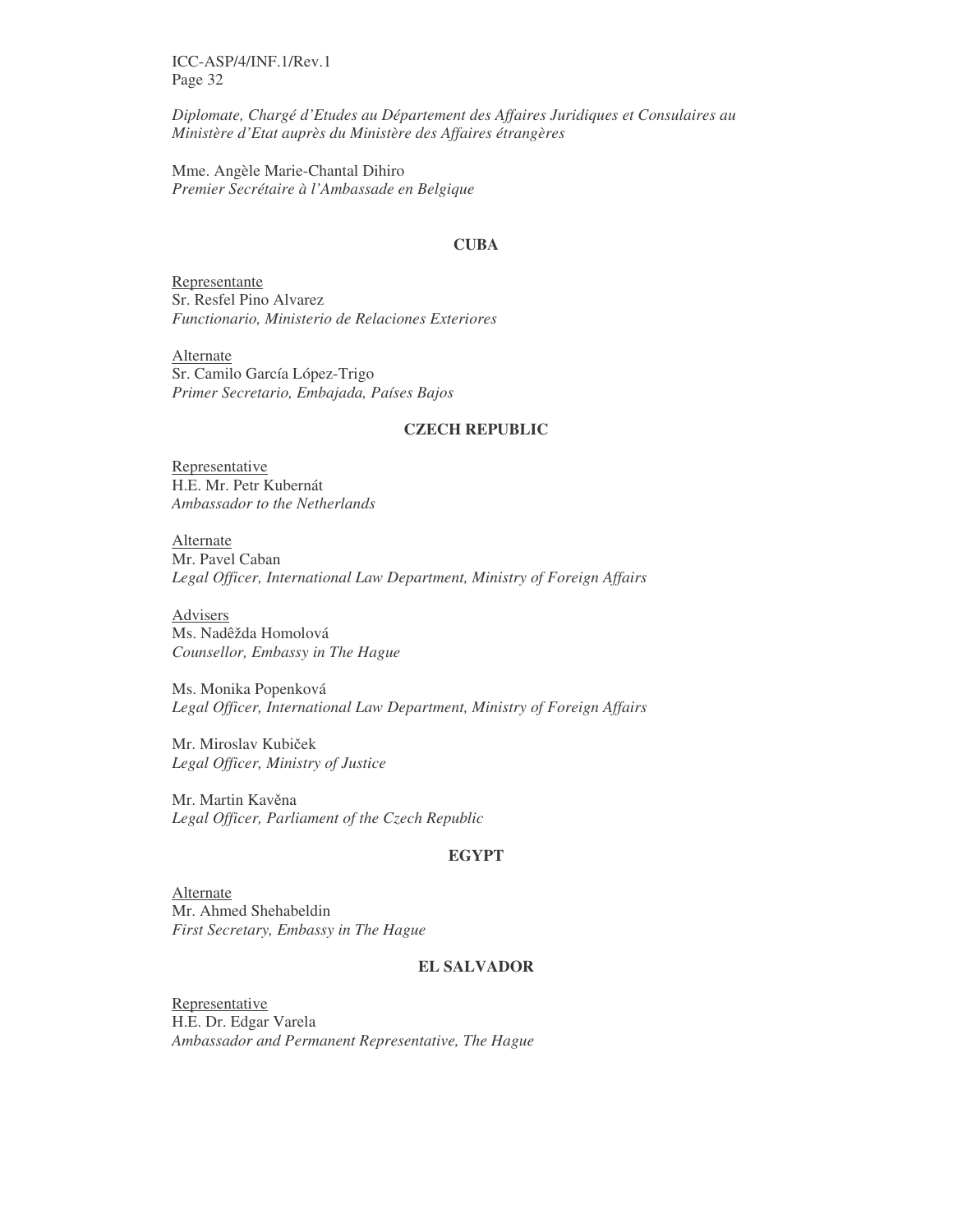*Diplomate, Chargé d'Etudes au Département des Affaires Juridiques et Consulaires au Ministère d'Etat auprès du Ministère des Affaires étrangères*

Mme. Angèle Marie-Chantal Dihiro
*Premier Secrétaire à l'Ambassade en Belgique*

**CUBA**

Representante
Sr. Resfel Pino Alvarez
*Functionario, Ministerio de Relaciones Exteriores*

Alternate
Sr. Camilo García López-Trigo
*Primer Secretario, Embajada, Países Bajos*

**CZECH REPUBLIC**

Representative
H.E. Mr. Petr Kubernát
*Ambassador to the Netherlands*

Alternate
Mr. Pavel Caban
*Legal Officer, International Law Department, Ministry of Foreign Affairs*

Advisers
Ms. Nadêžda Homolová
*Counsellor, Embassy in The Hague*

Ms. Monika Popenková
*Legal Officer, International Law Department, Ministry of Foreign Affairs*

Mr. Miroslav Kubiček
*Legal Officer, Ministry of Justice*

Mr. Martin Kavěna
*Legal Officer, Parliament of the Czech Republic*

**EGYPT**

Alternate
Mr. Ahmed Shehabeldin
*First Secretary, Embassy in The Hague*

**EL SALVADOR**

Representative
H.E. Dr. Edgar Varela
*Ambassador and Permanent Representative, The Hague*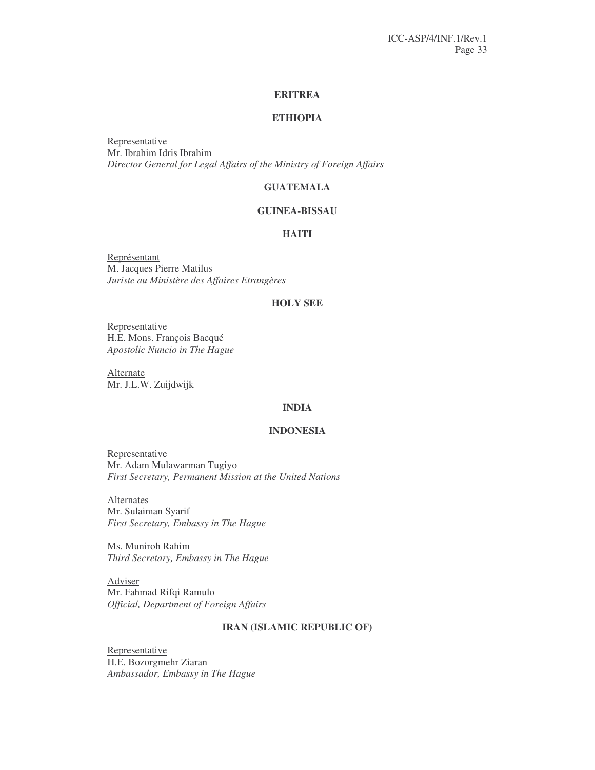**ERITREA**

**ETHIOPIA**

Representative
Mr. Ibrahim Idris Ibrahim
*Director General for Legal Affairs of the Ministry of Foreign Affairs*

**GUATEMALA**

**GUINEA-BISSAU**

**HAITI**

Représentant
M. Jacques Pierre Matilus
*Juriste au Ministère des Affaires Etrangères*

**HOLY SEE**

Representative
H.E. Mons. François Bacqué
*Apostolic Nuncio in The Hague*

Alternate
Mr. J.L.W. Zuijdwijk

**INDIA**

**INDONESIA**

Representative
Mr. Adam Mulawarman Tugiyo
*First Secretary, Permanent Mission at the United Nations*

Alternates
Mr. Sulaiman Syarif
*First Secretary, Embassy in The Hague*

Ms. Muniroh Rahim
*Third Secretary, Embassy in The Hague*

Adviser
Mr. Fahmad Rifqi Ramulo
*Official, Department of Foreign Affairs*

**IRAN (ISLAMIC REPUBLIC OF)**

Representative
H.E. Bozorgmehr Ziaran
*Ambassador, Embassy in The Hague*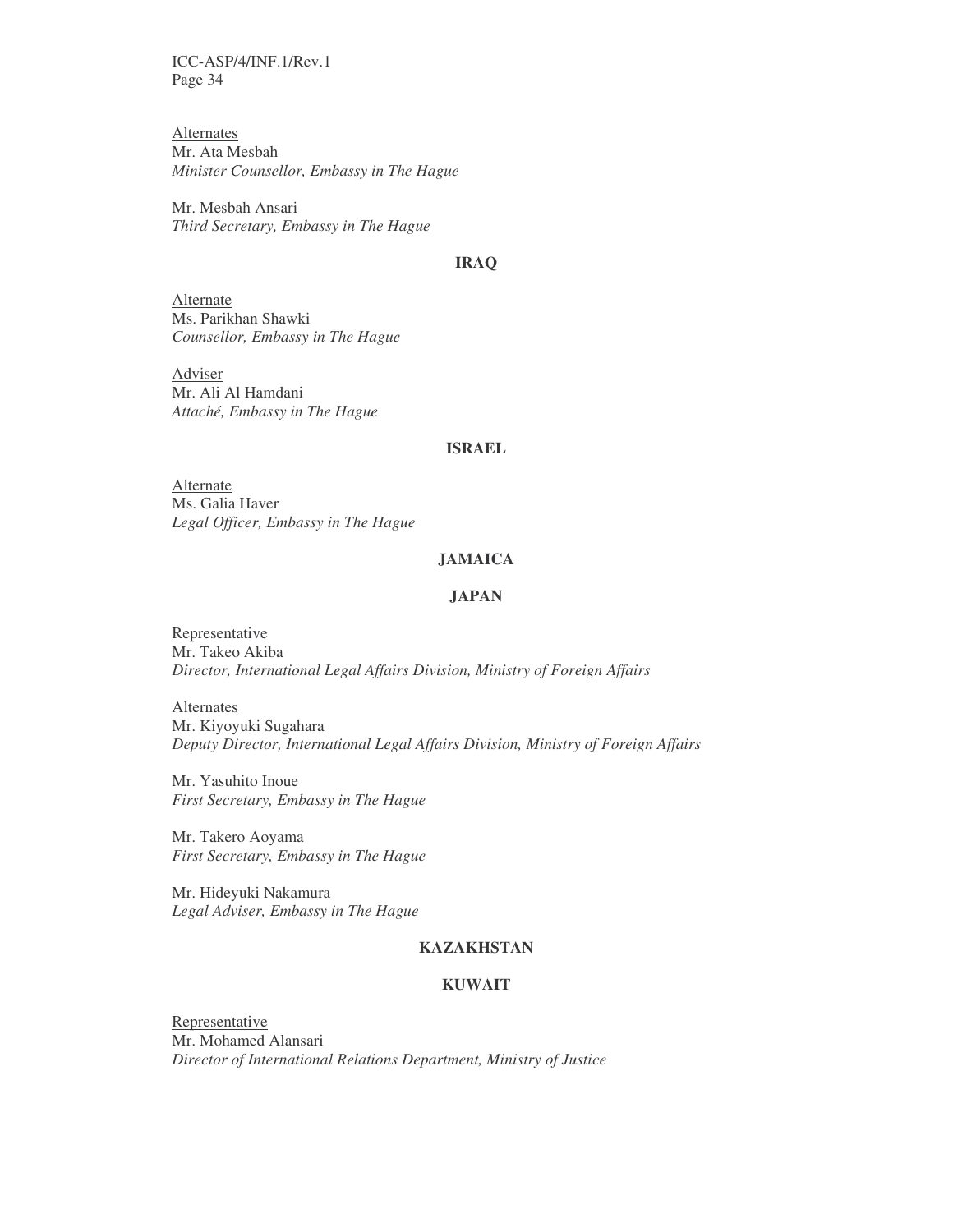Alternates

Mr. Ata Mesbah
*Minister Counsellor, Embassy in The Hague*

Mr. Mesbah Ansari
*Third Secretary, Embassy in The Hague*

**IRAQ**

Alternate

Ms. Parikhan Shawki
*Counsellor, Embassy in The Hague*

Adviser

Mr. Ali Al Hamdani
*Attaché, Embassy in The Hague*

**ISRAEL**

Alternate

Ms. Galia Haver
*Legal Officer, Embassy in The Hague*

**JAMAICA**

**JAPAN**

Representative

Mr. Takeo Akiba
*Director, International Legal Affairs Division, Ministry of Foreign Affairs*

Alternates

Mr. Kiyoyuki Sugahara
*Deputy Director, International Legal Affairs Division, Ministry of Foreign Affairs*

Mr. Yasuhito Inoue
*First Secretary, Embassy in The Hague*

Mr. Takero Aoyama
*First Secretary, Embassy in The Hague*

Mr. Hideyuki Nakamura
*Legal Adviser, Embassy in The Hague*

**KAZAKHSTAN**

**KUWAIT**

Representative

Mr. Mohamed Alansari
*Director of International Relations Department, Ministry of Justice*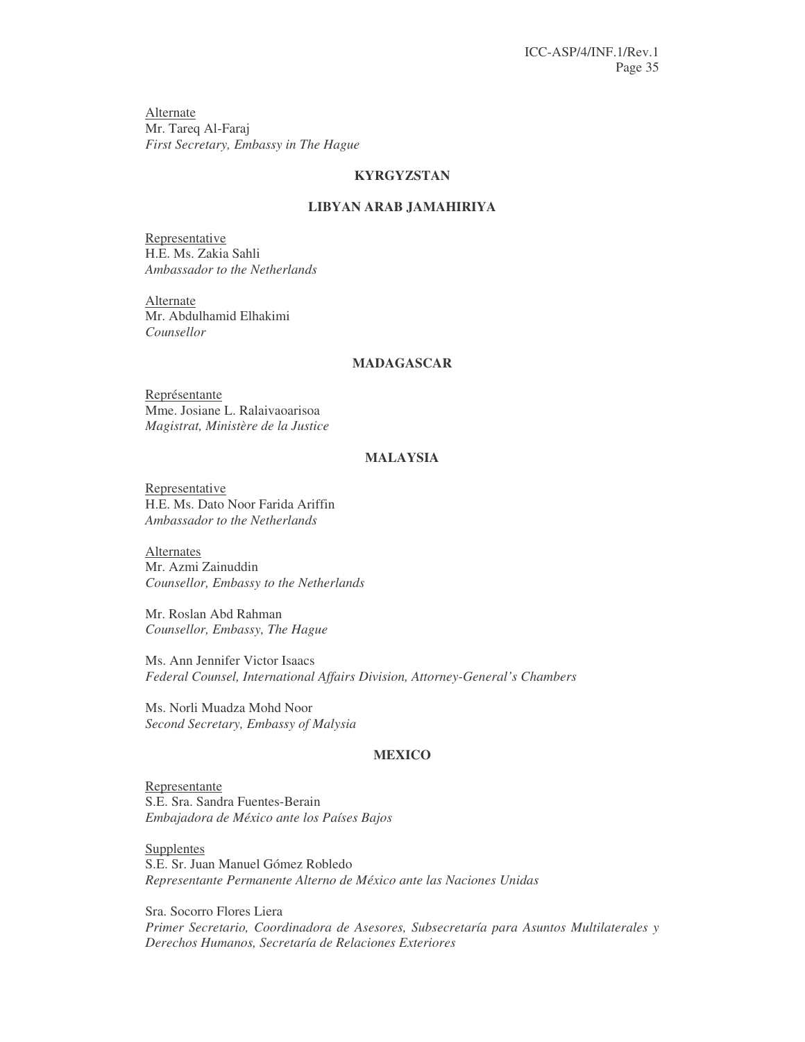<u>Alternate</u>
Mr. Tareq Al-Faraj
*First Secretary, Embassy in The Hague*

**KYRGYZSTAN**

**LIBYAN ARAB JAMAHIRIYA**

<u>Representative</u>
H.E. Ms. Zakia Sahli
*Ambassador to the Netherlands*

<u>Alternate</u>
Mr. Abdulhamid Elhakimi
*Counsellor*

**MADAGASCAR**

<u>Représentante</u>
Mme. Josiane L. Ralaivaoarisoa
*Magistrat, Ministère de la Justice*

**MALAYSIA**

<u>Representative</u>
H.E. Ms. Dato Noor Farida Ariffin
*Ambassador to the Netherlands*

<u>Alternates</u>
Mr. Azmi Zainuddin
*Counsellor, Embassy to the Netherlands*

Mr. Roslan Abd Rahman
*Counsellor, Embassy, The Hague*

Ms. Ann Jennifer Victor Isaacs
*Federal Counsel, International Affairs Division, Attorney-General's Chambers*

Ms. Norli Muadza Mohd Noor
*Second Secretary, Embassy of Malysia*

**MEXICO**

<u>Representante</u>
S.E. Sra. Sandra Fuentes-Berain
*Embajadora de México ante los Países Bajos*

<u>Supplentes</u>
S.E. Sr. Juan Manuel Gómez Robledo
*Representante Permanente Alterno de México ante las Naciones Unidas*

Sra. Socorro Flores Liera
*Primer Secretario, Coordinadora de Asesores, Subsecretaría para Asuntos Multilaterales y Derechos Humanos, Secretaría de Relaciones Exteriores*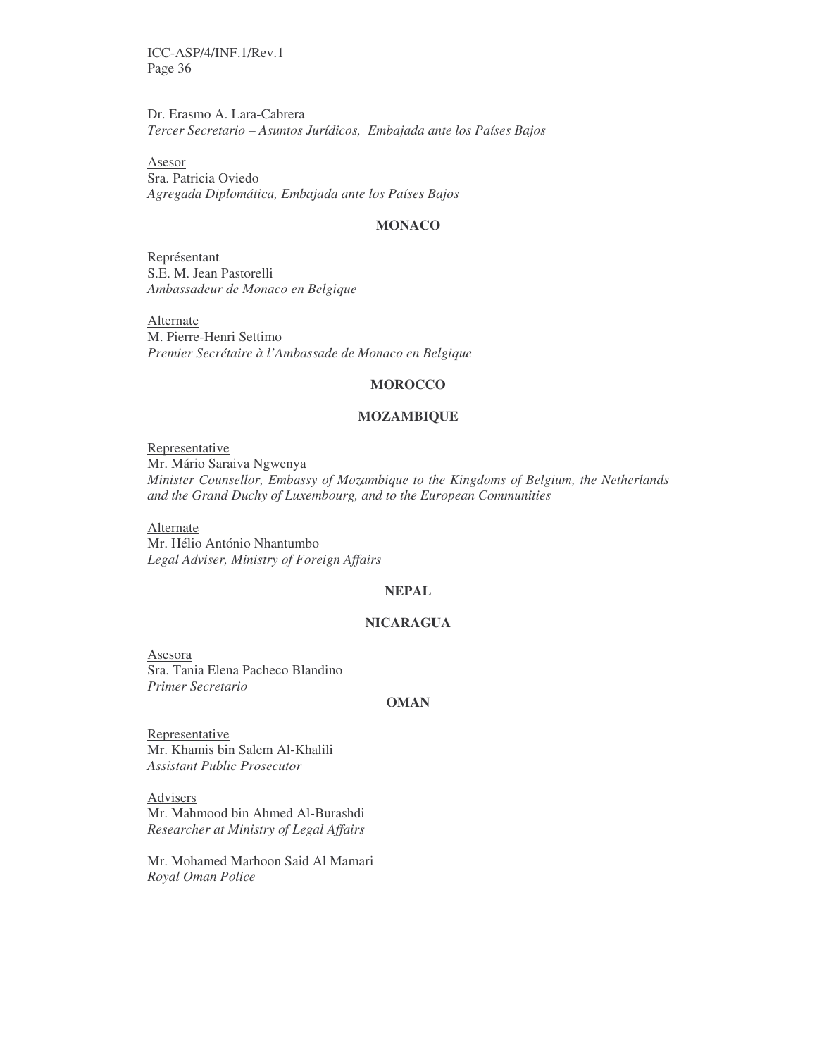Dr. Erasmo A. Lara-Cabrera
*Tercer Secretario – Asuntos Jurídicos, Embajada ante los Países Bajos*

Asesor
Sra. Patricia Oviedo
*Agregada Diplomática, Embajada ante los Países Bajos*

**MONACO**

Représentant
S.E. M. Jean Pastorelli
*Ambassadeur de Monaco en Belgique*

Alternate
M. Pierre-Henri Settimo
*Premier Secrétaire à l'Ambassade de Monaco en Belgique*

**MOROCCO**

**MOZAMBIQUE**

Representative
Mr. Mário Saraiva Ngwenya
*Minister Counsellor, Embassy of Mozambique to the Kingdoms of Belgium, the Netherlands and the Grand Duchy of Luxembourg, and to the European Communities*

Alternate
Mr. Hélio António Nhantumbo
*Legal Adviser, Ministry of Foreign Affairs*

**NEPAL**

**NICARAGUA**

Asesora
Sra. Tania Elena Pacheco Blandino
*Primer Secretario*

**OMAN**

Representative
Mr. Khamis bin Salem Al-Khalili
*Assistant Public Prosecutor*

Advisers
Mr. Mahmood bin Ahmed Al-Burashdi
*Researcher at Ministry of Legal Affairs*

Mr. Mohamed Marhoon Said Al Mamari
*Royal Oman Police*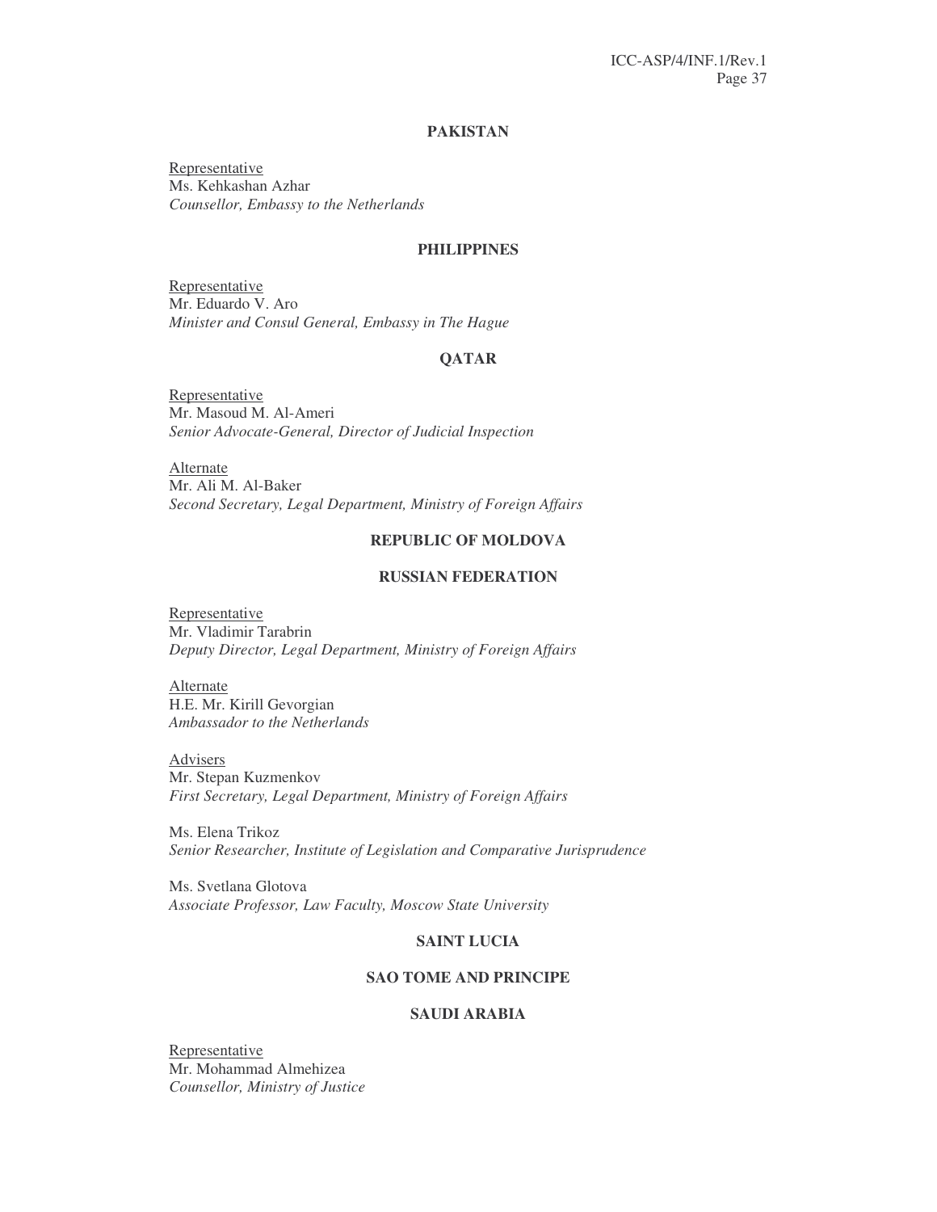**PAKISTAN**

Representative
Ms. Kehkashan Azhar
*Counsellor, Embassy to the Netherlands*

**PHILIPPINES**

Representative
Mr. Eduardo V. Aro
*Minister and Consul General, Embassy in The Hague*

**QATAR**

Representative
Mr. Masoud M. Al-Ameri
*Senior Advocate-General, Director of Judicial Inspection*

Alternate
Mr. Ali M. Al-Baker
*Second Secretary, Legal Department, Ministry of Foreign Affairs*

**REPUBLIC OF MOLDOVA**

**RUSSIAN FEDERATION**

Representative
Mr. Vladimir Tarabrin
*Deputy Director, Legal Department, Ministry of Foreign Affairs*

Alternate
H.E. Mr. Kirill Gevorgian
*Ambassador to the Netherlands*

Advisers
Mr. Stepan Kuzmenkov
*First Secretary, Legal Department, Ministry of Foreign Affairs*

Ms. Elena Trikoz
*Senior Researcher, Institute of Legislation and Comparative Jurisprudence*

Ms. Svetlana Glotova
*Associate Professor, Law Faculty, Moscow State University*

**SAINT LUCIA**

**SAO TOME AND PRINCIPE**

**SAUDI ARABIA**

Representative
Mr. Mohammad Almehizea
*Counsellor, Ministry of Justice*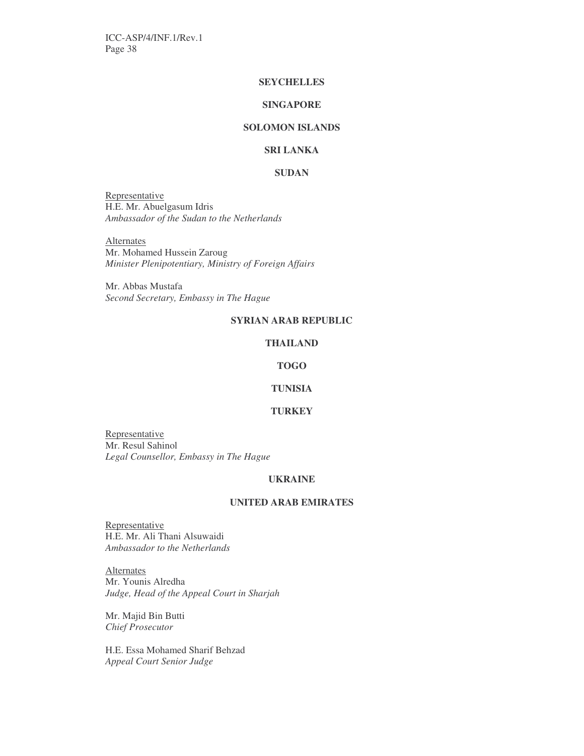**SEYCHELLES**

**SINGAPORE**

**SOLOMON ISLANDS**

**SRI LANKA**

**SUDAN**

Representative
H.E. Mr. Abuelgasum Idris
*Ambassador of the Sudan to the Netherlands*

Alternates
Mr. Mohamed Hussein Zaroug
*Minister Plenipotentiary, Ministry of Foreign Affairs*

Mr. Abbas Mustafa
*Second Secretary, Embassy in The Hague*

**SYRIAN ARAB REPUBLIC**

**THAILAND**

**TOGO**

**TUNISIA**

**TURKEY**

Representative
Mr. Resul Sahinol
*Legal Counsellor, Embassy in The Hague*

**UKRAINE**

**UNITED ARAB EMIRATES**

Representative
H.E. Mr. Ali Thani Alsuwaidi
*Ambassador to the Netherlands*

Alternates
Mr. Younis Alredha
*Judge, Head of the Appeal Court in Sharjah*

Mr. Majid Bin Butti
*Chief Prosecutor*

H.E. Essa Mohamed Sharif Behzad
*Appeal Court Senior Judge*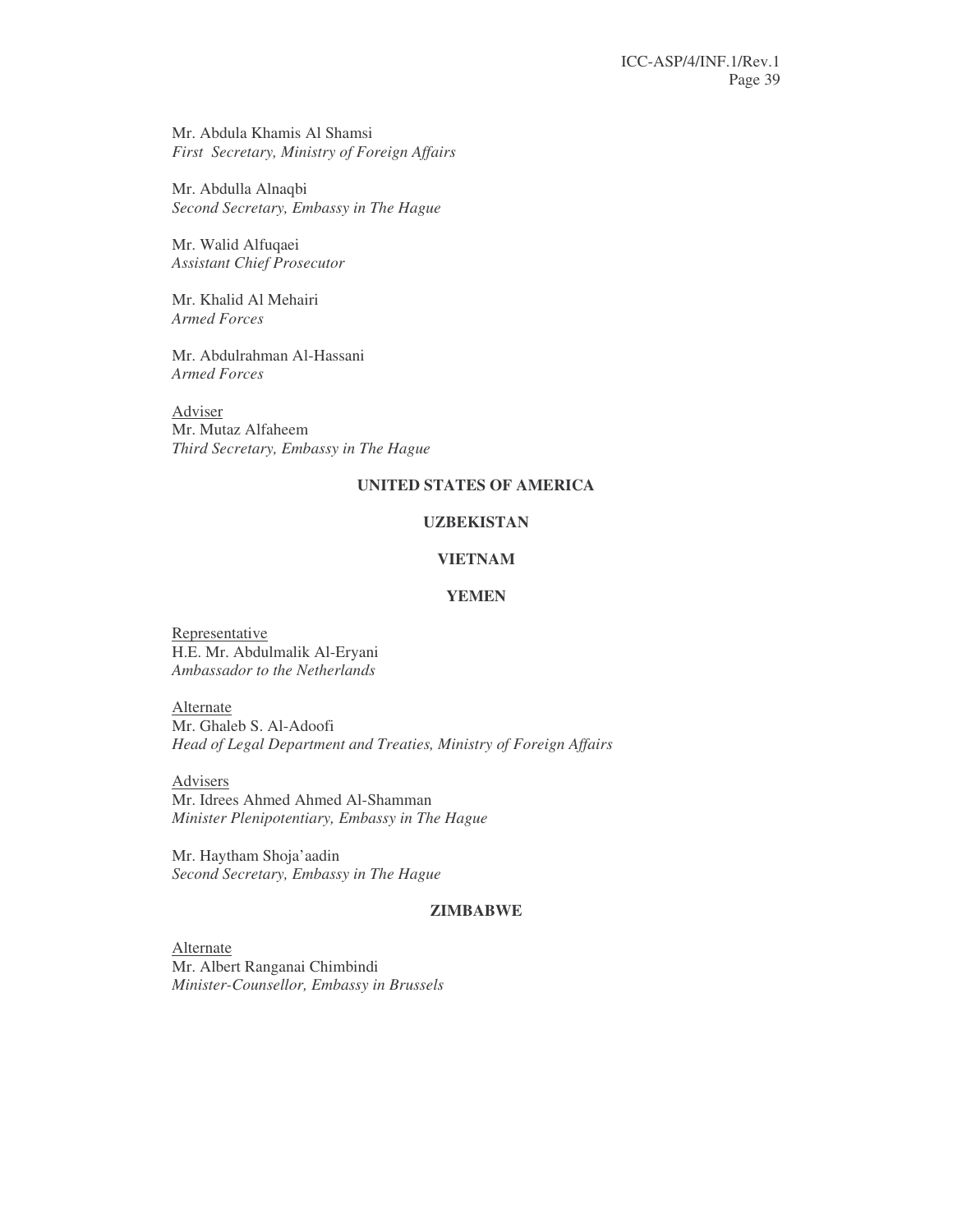Mr. Abdula Khamis Al Shamsi
*First Secretary, Ministry of Foreign Affairs*

Mr. Abdulla Alnaqbi
*Second Secretary, Embassy in The Hague*

Mr. Walid Alfuqaei
*Assistant Chief Prosecutor*

Mr. Khalid Al Mehairi
*Armed Forces*

Mr. Abdulrahman Al-Hassani
*Armed Forces*

Adviser
Mr. Mutaz Alfaheem
*Third Secretary, Embassy in The Hague*

**UNITED STATES OF AMERICA**

**UZBEKISTAN**

**VIETNAM**

**YEMEN**

Representative
H.E. Mr. Abdulmalik Al-Eryani
*Ambassador to the Netherlands*

Alternate
Mr. Ghaleb S. Al-Adoofi
*Head of Legal Department and Treaties, Ministry of Foreign Affairs*

Advisers
Mr. Idrees Ahmed Ahmed Al-Shamman
*Minister Plenipotentiary, Embassy in The Hague*

Mr. Haytham Shoja'aadin
*Second Secretary, Embassy in The Hague*

**ZIMBABWE**

Alternate
Mr. Albert Ranganai Chimbindi
*Minister-Counsellor, Embassy in Brussels*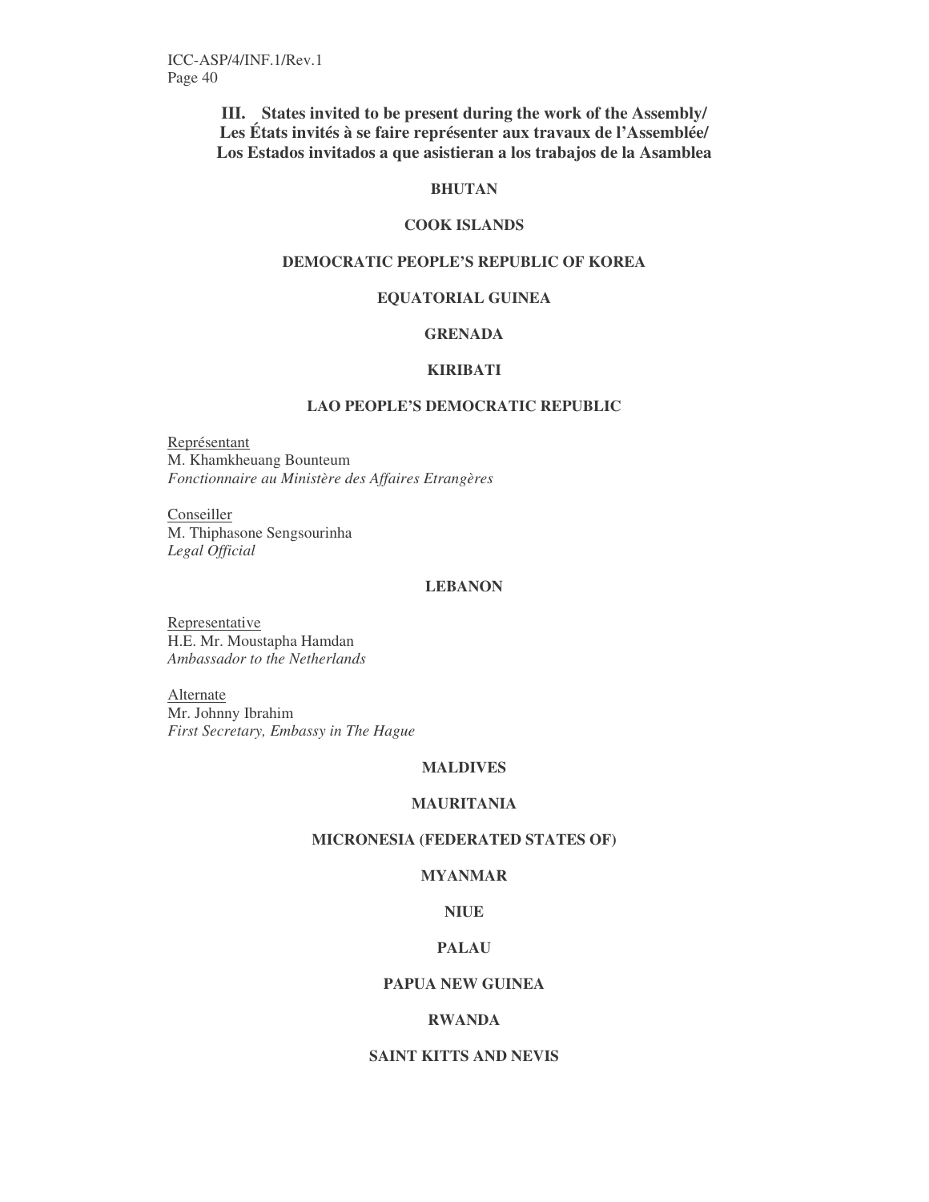## III. States invited to be present during the work of the Assembly/ Les États invités à se faire représenter aux travaux de l'Assemblée/ Los Estados invitados a que asistieran a los trabajos de la Asamblea

**BHUTAN**

**COOK ISLANDS**

**DEMOCRATIC PEOPLE'S REPUBLIC OF KOREA**

**EQUATORIAL GUINEA**

**GRENADA**

**KIRIBATI**

**LAO PEOPLE'S DEMOCRATIC REPUBLIC**

Représentant
M. Khamkheuang Bounteum
*Fonctionnaire au Ministère des Affaires Etrangères*

Conseiller
M. Thiphasone Sengsourinha
*Legal Official*

**LEBANON**

Representative
H.E. Mr. Moustapha Hamdan
*Ambassador to the Netherlands*

Alternate
Mr. Johnny Ibrahim
*First Secretary, Embassy in The Hague*

**MALDIVES**

**MAURITANIA**

**MICRONESIA (FEDERATED STATES OF)**

**MYANMAR**

**NIUE**

**PALAU**

**PAPUA NEW GUINEA**

**RWANDA**

**SAINT KITTS AND NEVIS**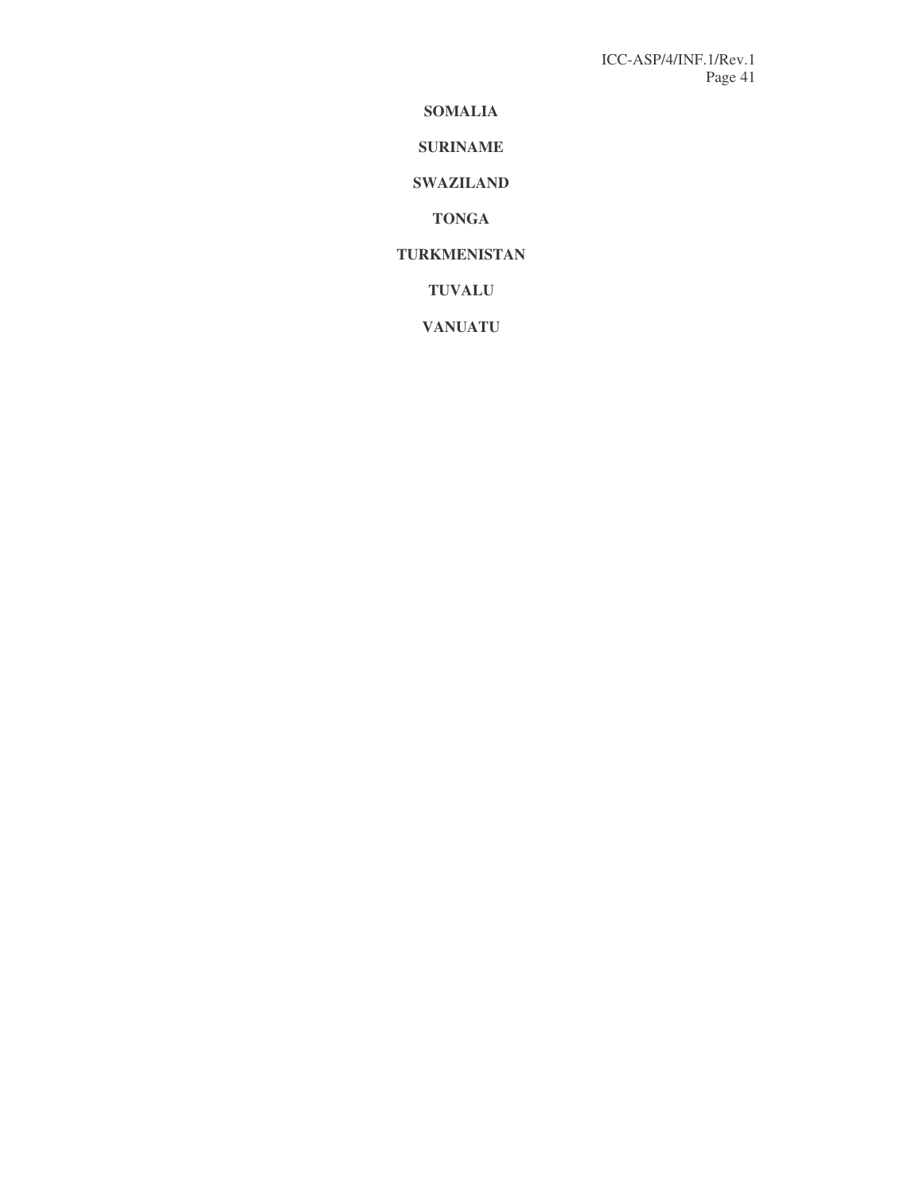**SOMALIA**

**SURINAME**

**SWAZILAND**

**TONGA**

**TURKMENISTAN**

**TUVALU**

**VANUATU**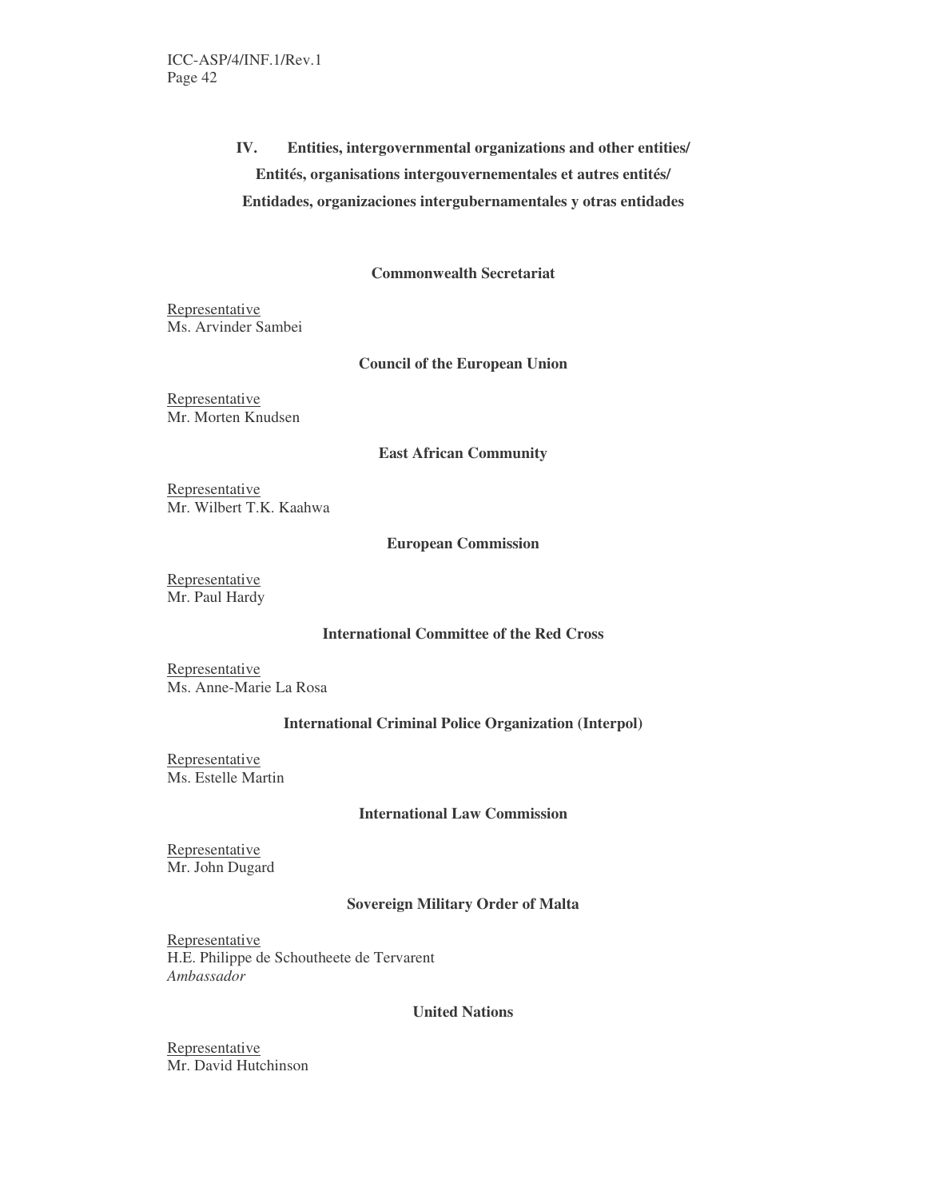## IV. Entities, intergovernmental organizations and other entities/ Entités, organisations intergouvernementales et autres entités/ Entidades, organizaciones intergubernamentales y otras entidades

### Commonwealth Secretariat

Representative
Ms. Arvinder Sambei

### Council of the European Union

Representative
Mr. Morten Knudsen

### East African Community

Representative
Mr. Wilbert T.K. Kaahwa

### European Commission

Representative
Mr. Paul Hardy

### International Committee of the Red Cross

Representative
Ms. Anne-Marie La Rosa

### International Criminal Police Organization (Interpol)

Representative
Ms. Estelle Martin

### International Law Commission

Representative
Mr. John Dugard

### Sovereign Military Order of Malta

Representative
H.E. Philippe de Schoutheete de Tervarent
*Ambassador*

### United Nations

Representative
Mr. David Hutchinson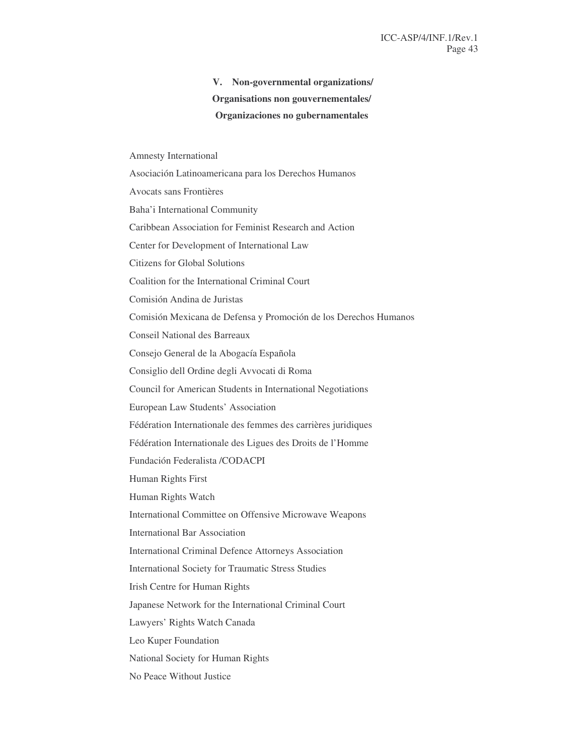## V. Non-governmental organizations/ Organisations non gouvernementales/ Organizaciones no gubernamentales

Amnesty International

Asociación Latinoamericana para los Derechos Humanos

Avocats sans Frontières

Baha'i International Community

Caribbean Association for Feminist Research and Action

Center for Development of International Law

Citizens for Global Solutions

Coalition for the International Criminal Court

Comisión Andina de Juristas

Comisión Mexicana de Defensa y Promoción de los Derechos Humanos

Conseil National des Barreaux

Consejo General de la Abogacía Española

Consiglio dell Ordine degli Avvocati di Roma

Council for American Students in International Negotiations

European Law Students' Association

Fédération Internationale des femmes des carrières juridiques

Fédération Internationale des Ligues des Droits de l'Homme

Fundación Federalista /CODACPI

Human Rights First

Human Rights Watch

International Committee on Offensive Microwave Weapons

International Bar Association

International Criminal Defence Attorneys Association

International Society for Traumatic Stress Studies

Irish Centre for Human Rights

Japanese Network for the International Criminal Court

Lawyers' Rights Watch Canada

Leo Kuper Foundation

National Society for Human Rights

No Peace Without Justice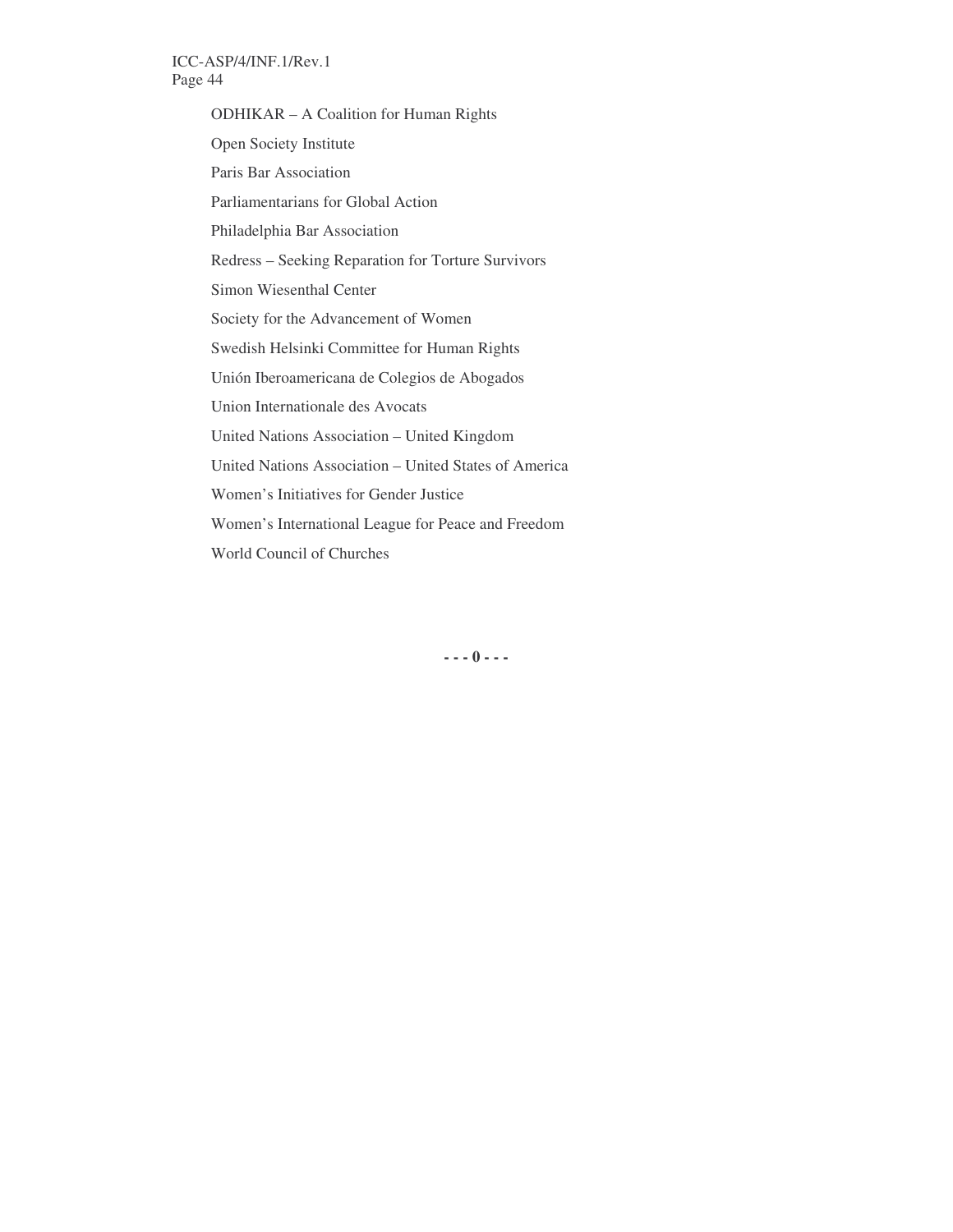ODHIKAR – A Coalition for Human Rights

Open Society Institute

Paris Bar Association

Parliamentarians for Global Action

Philadelphia Bar Association

Redress – Seeking Reparation for Torture Survivors

Simon Wiesenthal Center

Society for the Advancement of Women

Swedish Helsinki Committee for Human Rights

Unión Iberoamericana de Colegios de Abogados

Union Internationale des Avocats

United Nations Association – United Kingdom

United Nations Association – United States of America

Women's Initiatives for Gender Justice

Women's International League for Peace and Freedom

World Council of Churches

**- - - 0 - - -**